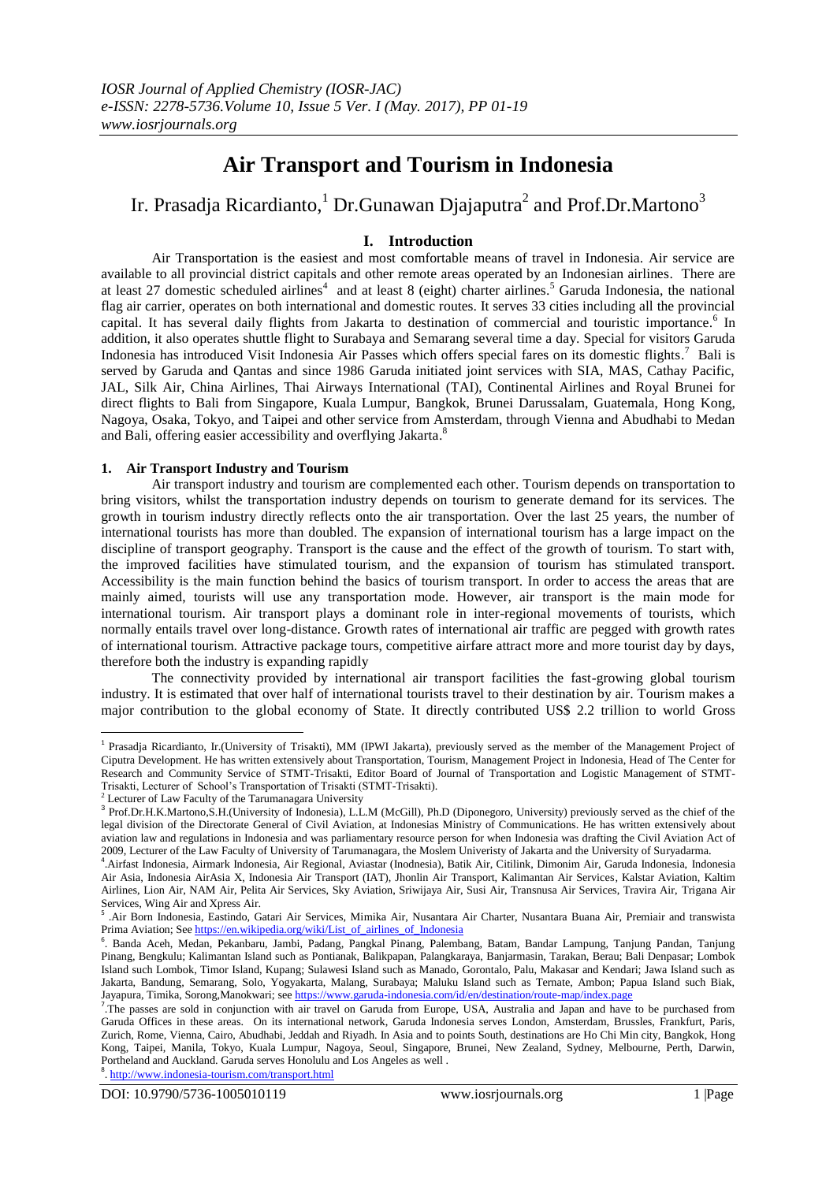# Air Transport and Tourism in Indonesia

Ir. Prasadja Ricardianto,[1] Dr.Gunawan Djajaputra[2] and Prof.Dr.Martono[3]

## I. Introduction

Air Transportation is the easiest and most comfortable means of travel in Indonesia. Air service are available to all provincial district capitals and other remote areas operated by an Indonesian airlines. There are at least 27 domestic scheduled airlines[4] and at least 8 (eight) charter airlines.[5] Garuda Indonesia, the national flag air carrier, operates on both international and domestic routes. It serves 33 cities including all the provincial capital. It has several daily flights from Jakarta to destination of commercial and touristic importance.[6] In addition, it also operates shuttle flight to Surabaya and Semarang several time a day. Special for visitors Garuda Indonesia has introduced Visit Indonesia Air Passes which offers special fares on its domestic flights.[7] Bali is served by Garuda and Qantas and since 1986 Garuda initiated joint services with SIA, MAS, Cathay Pacific, JAL, Silk Air, China Airlines, Thai Airways International (TAI), Continental Airlines and Royal Brunei for direct flights to Bali from Singapore, Kuala Lumpur, Bangkok, Brunei Darussalam, Guatemala, Hong Kong, Nagoya, Osaka, Tokyo, and Taipei and other service from Amsterdam, through Vienna and Abudhabi to Medan and Bali, offering easier accessibility and overflying Jakarta.[8]

### 1. Air Transport Industry and Tourism

Air transport industry and tourism are complemented each other. Tourism depends on transportation to bring visitors, whilst the transportation industry depends on tourism to generate demand for its services. The growth in tourism industry directly reflects onto the air transportation. Over the last 25 years, the number of international tourists has more than doubled. The expansion of international tourism has a large impact on the discipline of transport geography. Transport is the cause and the effect of the growth of tourism. To start with, the improved facilities have stimulated tourism, and the expansion of tourism has stimulated transport. Accessibility is the main function behind the basics of tourism transport. In order to access the areas that are mainly aimed, tourists will use any transportation mode. However, air transport is the main mode for international tourism. Air transport plays a dominant role in inter-regional movements of tourists, which normally entails travel over long-distance. Growth rates of international air traffic are pegged with growth rates of international tourism. Attractive package tours, competitive airfare attract more and more tourist day by days, therefore both the industry is expanding rapidly

The connectivity provided by international air transport facilities the fast-growing global tourism industry. It is estimated that over half of international tourists travel to their destination by air. Tourism makes a major contribution to the global economy of State. It directly contributed US$ 2.2 trillion to world Gross

---

[1] Prasadja Ricardianto, Ir.(University of Trisakti), MM (IPWI Jakarta), previously served as the member of the Management Project of Ciputra Development. He has written extensively about Transportation, Tourism, Management Project in Indonesia, Head of The Center for Research and Community Service of STMT-Trisakti, Editor Board of Journal of Transportation and Logistic Management of STMT-Trisakti, Lecturer of School's Transportation of Trisakti (STMT-Trisakti).

[2] Lecturer of Law Faculty of the Tarumanagara University

[3] Prof.Dr.H.K.Martono,S.H.(University of Indonesia), L.L.M (McGill), Ph.D (Diponegoro, University) previously served as the chief of the legal division of the Directorate General of Civil Aviation, at Indonesias Ministry of Communications. He has written extensively about aviation law and regulations in Indonesia and was parliamentary resource person for when Indonesia was drafting the Civil Aviation Act of 2009, Lecturer of the Law Faculty of University of Tarumanagara, the Moslem Univeristy of Jakarta and the University of Suryadarma.

[4] .Airfast Indonesia, Airmark Indonesia, Air Regional, Aviastar (Inodnesia), Batik Air, Citilink, Dimonim Air, Garuda Indonesia, Indonesia Air Asia, Indonesia AirAsia X, Indonesia Air Transport (IAT), Jhonlin Air Transport, Kalimantan Air Services, Kalstar Aviation, Kaltim Airlines, Lion Air, NAM Air, Pelita Air Services, Sky Aviation, Sriwijaya Air, Susi Air, Transnusa Air Services, Travira Air, Trigana Air Services, Wing Air and Xpress Air.

[5] .Air Born Indonesia, Eastindo, Gatari Air Services, Mimika Air, Nusantara Air Charter, Nusantara Buana Air, Premiair and transwista Prima Aviation; See https://en.wikipedia.org/wiki/List_of_airlines_of_Indonesia

[6] . Banda Aceh, Medan, Pekanbaru, Jambi, Padang, Pangkal Pinang, Palembang, Batam, Bandar Lampung, Tanjung Pandan, Tanjung Pinang, Bengkulu; Kalimantan Island such as Pontianak, Balikpapan, Palangkaraya, Banjarmasin, Tarakan, Berau; Bali Denpasar; Lombok Island such Lombok, Timor Island, Kupang; Sulawesi Island such as Manado, Gorontalo, Palu, Makasar and Kendari; Jawa Island such as Jakarta, Bandung, Semarang, Solo, Yogyakarta, Malang, Surabaya; Maluku Island such as Ternate, Ambon; Papua Island such Biak, Jayapura, Timika, Sorong,Manokwari; see https://www.garuda-indonesia.com/id/en/destination/route-map/index.page

[7] .The passes are sold in conjunction with air travel on Garuda from Europe, USA, Australia and Japan and have to be purchased from Garuda Offices in these areas. On its international network, Garuda Indonesia serves London, Amsterdam, Brussles, Frankfurt, Paris, Zurich, Rome, Vienna, Cairo, Abudhabi, Jeddah and Riyadh. In Asia and to points South, destinations are Ho Chi Min city, Bangkok, Hong Kong, Taipei, Manila, Tokyo, Kuala Lumpur, Nagoya, Seoul, Singapore, Brunei, New Zealand, Sydney, Melbourne, Perth, Darwin, Portheland and Auckland. Garuda serves Honolulu and Los Angeles as well .

[8] . http://www.indonesia-tourism.com/transport.html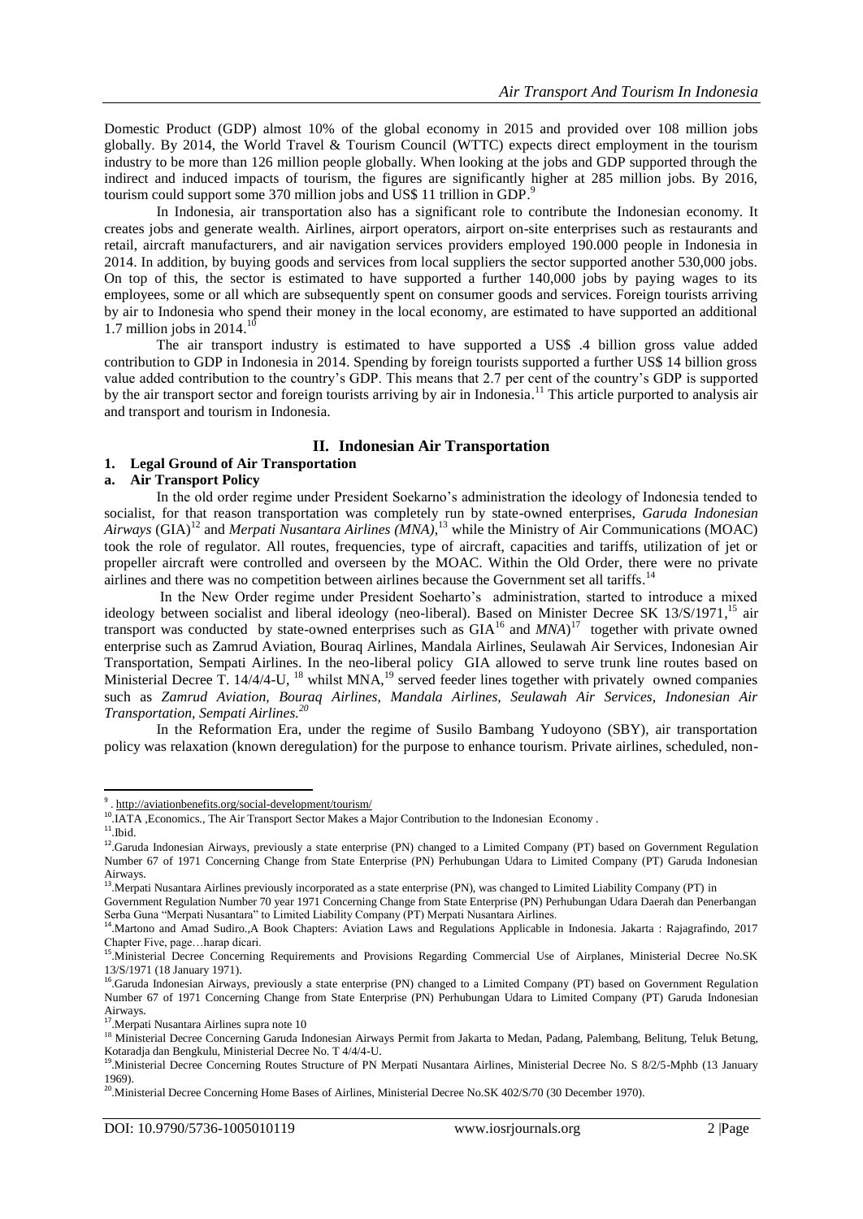Domestic Product (GDP) almost 10% of the global economy in 2015 and provided over 108 million jobs globally. By 2014, the World Travel & Tourism Council (WTTC) expects direct employment in the tourism industry to be more than 126 million people globally. When looking at the jobs and GDP supported through the indirect and induced impacts of tourism, the figures are significantly higher at 285 million jobs. By 2016, tourism could support some 370 million jobs and US$ 11 trillion in GDP.[9]

In Indonesia, air transportation also has a significant role to contribute the Indonesian economy. It creates jobs and generate wealth. Airlines, airport operators, airport on-site enterprises such as restaurants and retail, aircraft manufacturers, and air navigation services providers employed 190.000 people in Indonesia in 2014. In addition, by buying goods and services from local suppliers the sector supported another 530,000 jobs. On top of this, the sector is estimated to have supported a further 140,000 jobs by paying wages to its employees, some or all which are subsequently spent on consumer goods and services. Foreign tourists arriving by air to Indonesia who spend their money in the local economy, are estimated to have supported an additional 1.7 million jobs in 2014.[10]

The air transport industry is estimated to have supported a US$ .4 billion gross value added contribution to GDP in Indonesia in 2014. Spending by foreign tourists supported a further US$ 14 billion gross value added contribution to the country's GDP. This means that 2.7 per cent of the country's GDP is supported by the air transport sector and foreign tourists arriving by air in Indonesia.[11] This article purported to analysis air and transport and tourism in Indonesia.

## II. Indonesian Air Transportation

### 1. Legal Ground of Air Transportation

#### a. Air Transport Policy

In the old order regime under President Soekarno's administration the ideology of Indonesia tended to socialist, for that reason transportation was completely run by state-owned enterprises, *Garuda Indonesian Airways* (GIA)[12] and *Merpati Nusantara Airlines (MNA)*,[13] while the Ministry of Air Communications (MOAC) took the role of regulator. All routes, frequencies, type of aircraft, capacities and tariffs, utilization of jet or propeller aircraft were controlled and overseen by the MOAC. Within the Old Order, there were no private airlines and there was no competition between airlines because the Government set all tariffs.[14]

In the New Order regime under President Soeharto's administration, started to introduce a mixed ideology between socialist and liberal ideology (neo-liberal). Based on Minister Decree SK 13/S/1971,[15] air transport was conducted by state-owned enterprises such as GIA[16] and *MNA*)[17] together with private owned enterprise such as Zamrud Aviation, Bouraq Airlines, Mandala Airlines, Seulawah Air Services, Indonesian Air Transportation, Sempati Airlines. In the neo-liberal policy GIA allowed to serve trunk line routes based on Ministerial Decree T. 14/4/4-U, [18] whilst MNA,[19] served feeder lines together with privately owned companies such as *Zamrud Aviation, Bouraq Airlines, Mandala Airlines, Seulawah Air Services, Indonesian Air Transportation, Sempati Airlines.[20]*

In the Reformation Era, under the regime of Susilo Bambang Yudoyono (SBY), air transportation policy was relaxation (known deregulation) for the purpose to enhance tourism. Private airlines, scheduled, non-

---

[9]. http://aviationbenefits.org/social-development/tourism/

[10].IATA ,Economics., The Air Transport Sector Makes a Major Contribution to the Indonesian Economy .

[11].Ibid.

[12].Garuda Indonesian Airways, previously a state enterprise (PN) changed to a Limited Company (PT) based on Government Regulation Number 67 of 1971 Concerning Change from State Enterprise (PN) Perhubungan Udara to Limited Company (PT) Garuda Indonesian Airways.

[13].Merpati Nusantara Airlines previously incorporated as a state enterprise (PN), was changed to Limited Liability Company (PT) in Government Regulation Number 70 year 1971 Concerning Change from State Enterprise (PN) Perhubungan Udara Daerah dan Penerbangan Serba Guna "Merpati Nusantara" to Limited Liability Company (PT) Merpati Nusantara Airlines.

[14].Martono and Amad Sudiro.,A Book Chapters: Aviation Laws and Regulations Applicable in Indonesia. Jakarta : Rajagrafindo, 2017 Chapter Five, page…harap dicari.

[15].Ministerial Decree Concerning Requirements and Provisions Regarding Commercial Use of Airplanes, Ministerial Decree No.SK 13/S/1971 (18 January 1971).

[16].Garuda Indonesian Airways, previously a state enterprise (PN) changed to a Limited Company (PT) based on Government Regulation Number 67 of 1971 Concerning Change from State Enterprise (PN) Perhubungan Udara to Limited Company (PT) Garuda Indonesian Airways.

[17].Merpati Nusantara Airlines supra note 10

[18] Ministerial Decree Concerning Garuda Indonesian Airways Permit from Jakarta to Medan, Padang, Palembang, Belitung, Teluk Betung, Kotaradja dan Bengkulu, Ministerial Decree No. T 4/4/4-U.

[19].Ministerial Decree Concerning Routes Structure of PN Merpati Nusantara Airlines, Ministerial Decree No. S 8/2/5-Mphb (13 January 1969).

[20].Ministerial Decree Concerning Home Bases of Airlines, Ministerial Decree No.SK 402/S/70 (30 December 1970).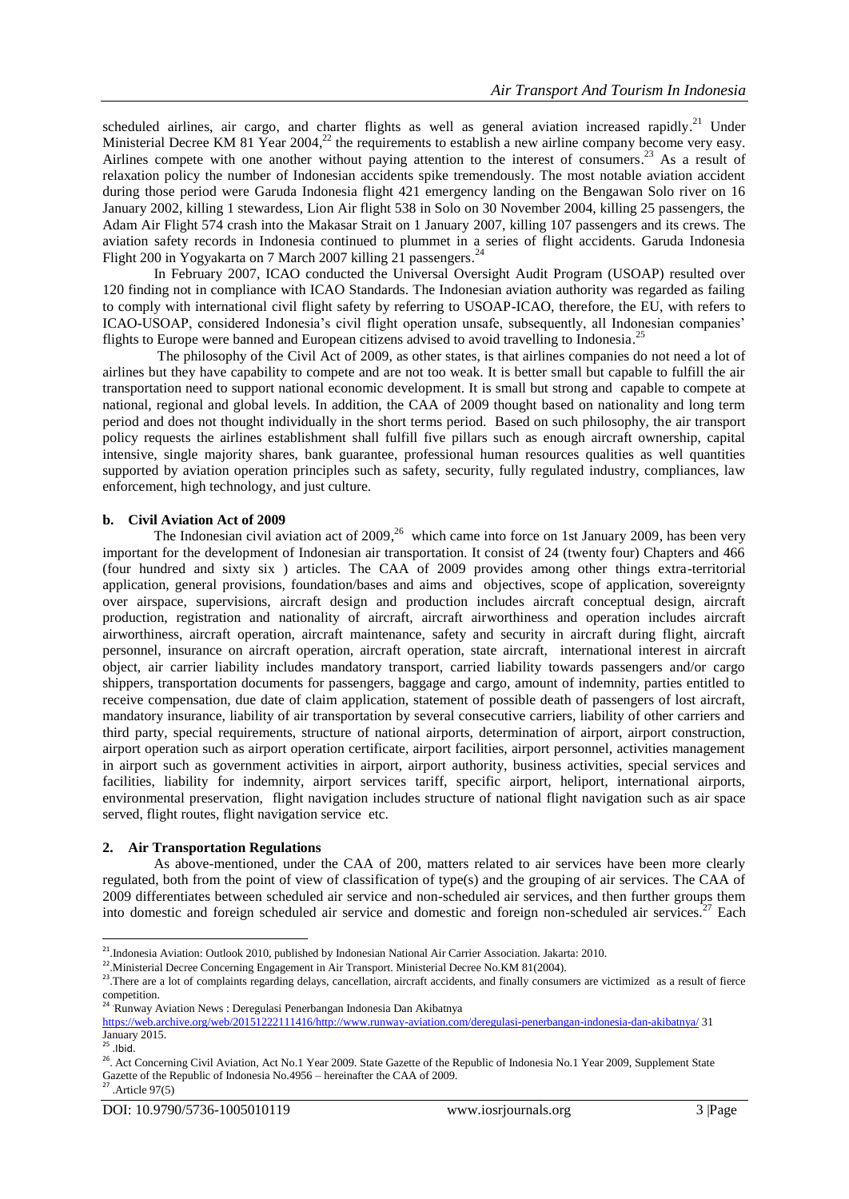scheduled airlines, air cargo, and charter flights as well as general aviation increased rapidly.[21] Under Ministerial Decree KM 81 Year 2004,[22] the requirements to establish a new airline company become very easy. Airlines compete with one another without paying attention to the interest of consumers.[23] As a result of relaxation policy the number of Indonesian accidents spike tremendously. The most notable aviation accident during those period were Garuda Indonesia flight 421 emergency landing on the Bengawan Solo river on 16 January 2002, killing 1 stewardess, Lion Air flight 538 in Solo on 30 November 2004, killing 25 passengers, the Adam Air Flight 574 crash into the Makasar Strait on 1 January 2007, killing 107 passengers and its crews. The aviation safety records in Indonesia continued to plummet in a series of flight accidents. Garuda Indonesia Flight 200 in Yogyakarta on 7 March 2007 killing 21 passengers.[24]

In February 2007, ICAO conducted the Universal Oversight Audit Program (USOAP) resulted over 120 finding not in compliance with ICAO Standards. The Indonesian aviation authority was regarded as failing to comply with international civil flight safety by referring to USOAP-ICAO, therefore, the EU, with refers to ICAO-USOAP, considered Indonesia's civil flight operation unsafe, subsequently, all Indonesian companies' flights to Europe were banned and European citizens advised to avoid travelling to Indonesia.[25]

The philosophy of the Civil Act of 2009, as other states, is that airlines companies do not need a lot of airlines but they have capability to compete and are not too weak. It is better small but capable to fulfill the air transportation need to support national economic development. It is small but strong and capable to compete at national, regional and global levels. In addition, the CAA of 2009 thought based on nationality and long term period and does not thought individually in the short terms period. Based on such philosophy, the air transport policy requests the airlines establishment shall fulfill five pillars such as enough aircraft ownership, capital intensive, single majority shares, bank guarantee, professional human resources qualities as well quantities supported by aviation operation principles such as safety, security, fully regulated industry, compliances, law enforcement, high technology, and just culture.

### b. Civil Aviation Act of 2009

The Indonesian civil aviation act of 2009,[26] which came into force on 1st January 2009, has been very important for the development of Indonesian air transportation. It consist of 24 (twenty four) Chapters and 466 (four hundred and sixty six ) articles. The CAA of 2009 provides among other things extra-territorial application, general provisions, foundation/bases and aims and objectives, scope of application, sovereignty over airspace, supervisions, aircraft design and production includes aircraft conceptual design, aircraft production, registration and nationality of aircraft, aircraft airworthiness and operation includes aircraft airworthiness, aircraft operation, aircraft maintenance, safety and security in aircraft during flight, aircraft personnel, insurance on aircraft operation, aircraft operation, state aircraft, international interest in aircraft object, air carrier liability includes mandatory transport, carried liability towards passengers and/or cargo shippers, transportation documents for passengers, baggage and cargo, amount of indemnity, parties entitled to receive compensation, due date of claim application, statement of possible death of passengers of lost aircraft, mandatory insurance, liability of air transportation by several consecutive carriers, liability of other carriers and third party, special requirements, structure of national airports, determination of airport, airport construction, airport operation such as airport operation certificate, airport facilities, airport personnel, activities management in airport such as government activities in airport, airport authority, business activities, special services and facilities, liability for indemnity, airport services tariff, specific airport, heliport, international airports, environmental preservation, flight navigation includes structure of national flight navigation such as air space served, flight routes, flight navigation service etc.

## 2. Air Transportation Regulations

As above-mentioned, under the CAA of 200, matters related to air services have been more clearly regulated, both from the point of view of classification of type(s) and the grouping of air services. The CAA of 2009 differentiates between scheduled air service and non-scheduled air services, and then further groups them into domestic and foreign scheduled air service and domestic and foreign non-scheduled air services.[27] Each

---

[21]. Indonesia Aviation: Outlook 2010, published by Indonesian National Air Carrier Association. Jakarta: 2010.

[22]. Ministerial Decree Concerning Engagement in Air Transport. Ministerial Decree No.KM 81(2004).

[23]. There are a lot of complaints regarding delays, cancellation, aircraft accidents, and finally consumers are victimized as a result of fierce competition.

[24]. Runway Aviation News : Deregulasi Penerbangan Indonesia Dan Akibatnya https://web.archive.org/web/20151222111416/http://www.runway-aviation.com/deregulasi-penerbangan-indonesia-dan-akibatnya/ 31 January 2015.

[25]. Ibid.

[26]. Act Concerning Civil Aviation, Act No.1 Year 2009. State Gazette of the Republic of Indonesia No.1 Year 2009, Supplement State Gazette of the Republic of Indonesia No.4956 – hereinafter the CAA of 2009.

[27]. Article 97(5)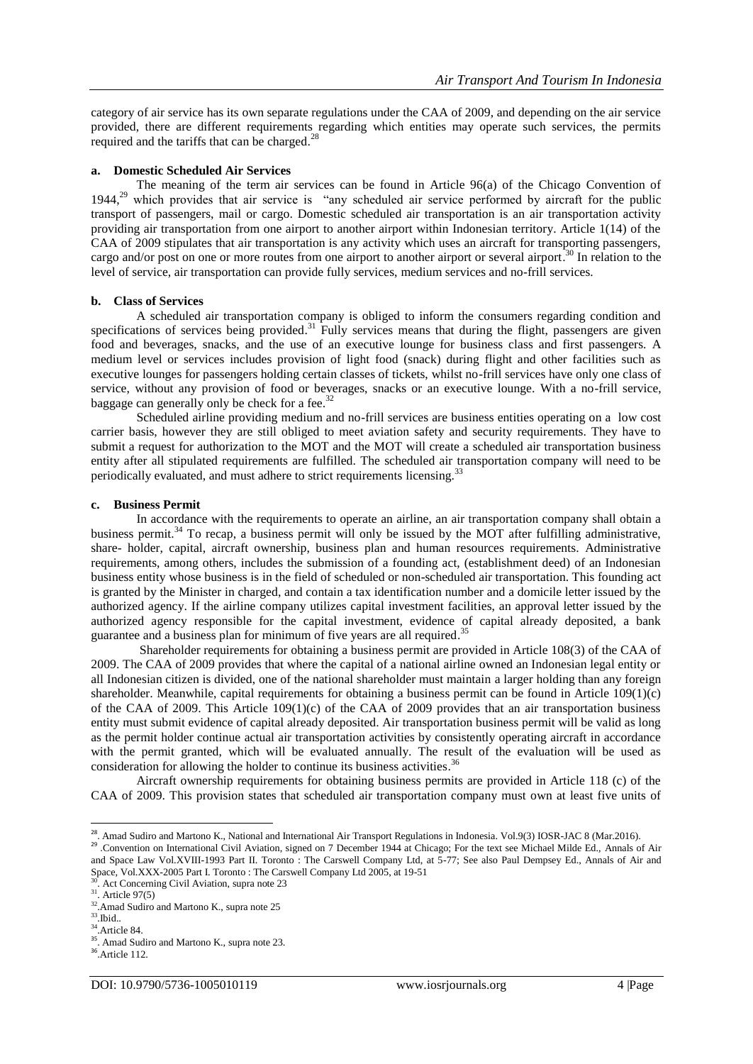category of air service has its own separate regulations under the CAA of 2009, and depending on the air service provided, there are different requirements regarding which entities may operate such services, the permits required and the tariffs that can be charged.[28]

#### a. Domestic Scheduled Air Services

The meaning of the term air services can be found in Article 96(a) of the Chicago Convention of 1944,[29] which provides that air service is "any scheduled air service performed by aircraft for the public transport of passengers, mail or cargo. Domestic scheduled air transportation is an air transportation activity providing air transportation from one airport to another airport within Indonesian territory. Article 1(14) of the CAA of 2009 stipulates that air transportation is any activity which uses an aircraft for transporting passengers, cargo and/or post on one or more routes from one airport to another airport or several airport.[30] In relation to the level of service, air transportation can provide fully services, medium services and no-frill services.

#### b. Class of Services

A scheduled air transportation company is obliged to inform the consumers regarding condition and specifications of services being provided.[31] Fully services means that during the flight, passengers are given food and beverages, snacks, and the use of an executive lounge for business class and first passengers. A medium level or services includes provision of light food (snack) during flight and other facilities such as executive lounges for passengers holding certain classes of tickets, whilst no-frill services have only one class of service, without any provision of food or beverages, snacks or an executive lounge. With a no-frill service, baggage can generally only be check for a fee.[32]

Scheduled airline providing medium and no-frill services are business entities operating on a low cost carrier basis, however they are still obliged to meet aviation safety and security requirements. They have to submit a request for authorization to the MOT and the MOT will create a scheduled air transportation business entity after all stipulated requirements are fulfilled. The scheduled air transportation company will need to be periodically evaluated, and must adhere to strict requirements licensing.[33]

#### c. Business Permit

In accordance with the requirements to operate an airline, an air transportation company shall obtain a business permit.[34] To recap, a business permit will only be issued by the MOT after fulfilling administrative, share- holder, capital, aircraft ownership, business plan and human resources requirements. Administrative requirements, among others, includes the submission of a founding act, (establishment deed) of an Indonesian business entity whose business is in the field of scheduled or non-scheduled air transportation. This founding act is granted by the Minister in charged, and contain a tax identification number and a domicile letter issued by the authorized agency. If the airline company utilizes capital investment facilities, an approval letter issued by the authorized agency responsible for the capital investment, evidence of capital already deposited, a bank guarantee and a business plan for minimum of five years are all required.[35]

Shareholder requirements for obtaining a business permit are provided in Article 108(3) of the CAA of 2009. The CAA of 2009 provides that where the capital of a national airline owned an Indonesian legal entity or all Indonesian citizen is divided, one of the national shareholder must maintain a larger holding than any foreign shareholder. Meanwhile, capital requirements for obtaining a business permit can be found in Article 109(1)(c) of the CAA of 2009. This Article 109(1)(c) of the CAA of 2009 provides that an air transportation business entity must submit evidence of capital already deposited. Air transportation business permit will be valid as long as the permit holder continue actual air transportation activities by consistently operating aircraft in accordance with the permit granted, which will be evaluated annually. The result of the evaluation will be used as consideration for allowing the holder to continue its business activities.[36]

Aircraft ownership requirements for obtaining business permits are provided in Article 118 (c) of the CAA of 2009. This provision states that scheduled air transportation company must own at least five units of

---

[28]. Amad Sudiro and Martono K., National and International Air Transport Regulations in Indonesia. Vol.9(3) IOSR-JAC 8 (Mar.2016).

[29]. Convention on International Civil Aviation, signed on 7 December 1944 at Chicago; For the text see Michael Milde Ed., Annals of Air and Space Law Vol.XVIII-1993 Part II. Toronto : The Carswell Company Ltd, at 5-77; See also Paul Dempsey Ed., Annals of Air and Space, Vol.XXX-2005 Part I. Toronto : The Carswell Company Ltd 2005, at 19-51

[30]. Act Concerning Civil Aviation, supra note 23

[31]. Article 97(5)

[32]. Amad Sudiro and Martono K., supra note 25

[33]. Ibid..

[34]. Article 84.

[35]. Amad Sudiro and Martono K., supra note 23.

[36]. Article 112.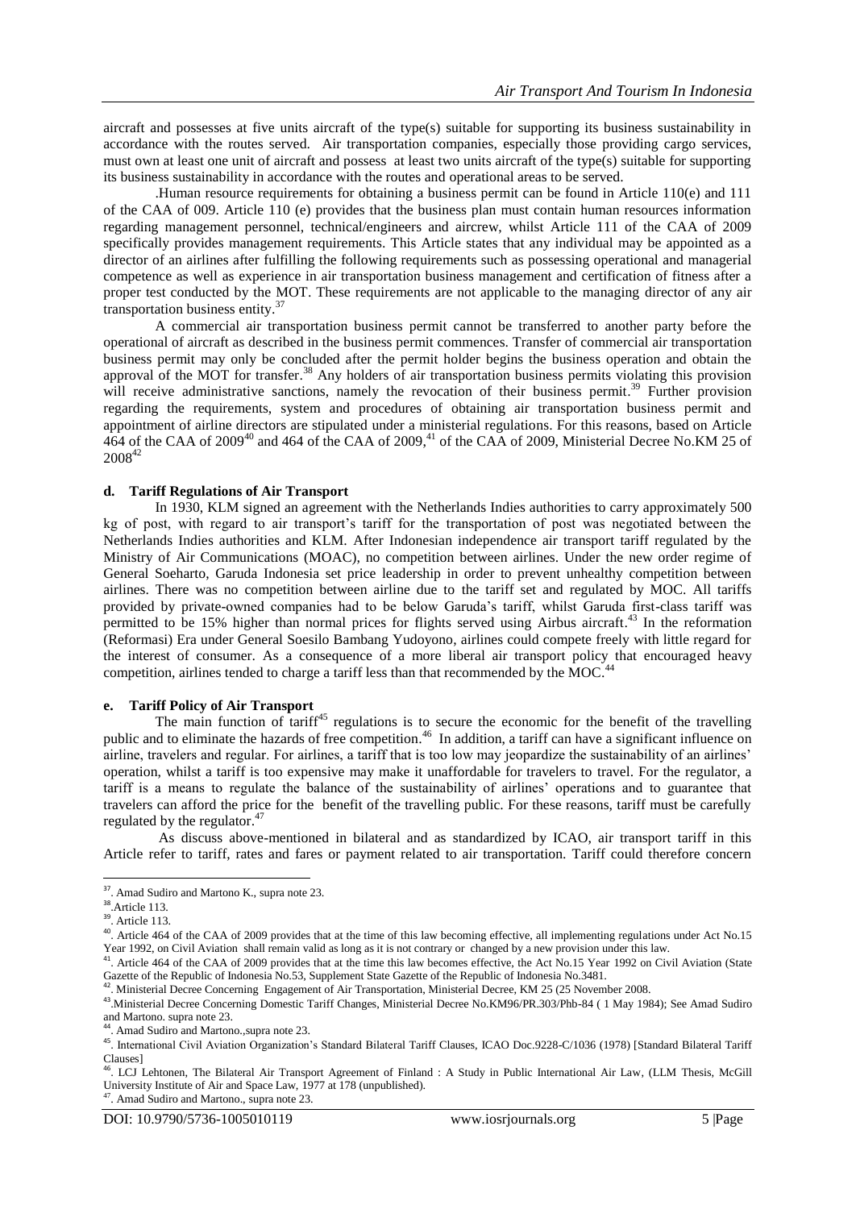aircraft and possesses at five units aircraft of the type(s) suitable for supporting its business sustainability in accordance with the routes served. Air transportation companies, especially those providing cargo services, must own at least one unit of aircraft and possess at least two units aircraft of the type(s) suitable for supporting its business sustainability in accordance with the routes and operational areas to be served.

.Human resource requirements for obtaining a business permit can be found in Article 110(e) and 111 of the CAA of 009. Article 110 (e) provides that the business plan must contain human resources information regarding management personnel, technical/engineers and aircrew, whilst Article 111 of the CAA of 2009 specifically provides management requirements. This Article states that any individual may be appointed as a director of an airlines after fulfilling the following requirements such as possessing operational and managerial competence as well as experience in air transportation business management and certification of fitness after a proper test conducted by the MOT. These requirements are not applicable to the managing director of any air transportation business entity.[37]

A commercial air transportation business permit cannot be transferred to another party before the operational of aircraft as described in the business permit commences. Transfer of commercial air transportation business permit may only be concluded after the permit holder begins the business operation and obtain the approval of the MOT for transfer.[38] Any holders of air transportation business permits violating this provision will receive administrative sanctions, namely the revocation of their business permit.[39] Further provision regarding the requirements, system and procedures of obtaining air transportation business permit and appointment of airline directors are stipulated under a ministerial regulations. For this reasons, based on Article 464 of the CAA of 2009[40] and 464 of the CAA of 2009,[41] of the CAA of 2009, Ministerial Decree No.KM 25 of 2008[42]

#### d. Tariff Regulations of Air Transport

In 1930, KLM signed an agreement with the Netherlands Indies authorities to carry approximately 500 kg of post, with regard to air transport's tariff for the transportation of post was negotiated between the Netherlands Indies authorities and KLM. After Indonesian independence air transport tariff regulated by the Ministry of Air Communications (MOAC), no competition between airlines. Under the new order regime of General Soeharto, Garuda Indonesia set price leadership in order to prevent unhealthy competition between airlines. There was no competition between airline due to the tariff set and regulated by MOC. All tariffs provided by private-owned companies had to be below Garuda's tariff, whilst Garuda first-class tariff was permitted to be 15% higher than normal prices for flights served using Airbus aircraft.[43] In the reformation (Reformasi) Era under General Soesilo Bambang Yudoyono, airlines could compete freely with little regard for the interest of consumer. As a consequence of a more liberal air transport policy that encouraged heavy competition, airlines tended to charge a tariff less than that recommended by the MOC.[44]

#### e. Tariff Policy of Air Transport

The main function of tariff[45] regulations is to secure the economic for the benefit of the travelling public and to eliminate the hazards of free competition.[46] In addition, a tariff can have a significant influence on airline, travelers and regular. For airlines, a tariff that is too low may jeopardize the sustainability of an airlines' operation, whilst a tariff is too expensive may make it unaffordable for travelers to travel. For the regulator, a tariff is a means to regulate the balance of the sustainability of airlines' operations and to guarantee that travelers can afford the price for the benefit of the travelling public. For these reasons, tariff must be carefully regulated by the regulator.[47]

As discuss above-mentioned in bilateral and as standardized by ICAO, air transport tariff in this Article refer to tariff, rates and fares or payment related to air transportation. Tariff could therefore concern

---

[37]. Amad Sudiro and Martono K., supra note 23.

[38].Article 113.

[39]. Article 113.

[40]. Article 464 of the CAA of 2009 provides that at the time of this law becoming effective, all implementing regulations under Act No.15 Year 1992, on Civil Aviation shall remain valid as long as it is not contrary or changed by a new provision under this law.

[41]. Article 464 of the CAA of 2009 provides that at the time this law becomes effective, the Act No.15 Year 1992 on Civil Aviation (State Gazette of the Republic of Indonesia No.53, Supplement State Gazette of the Republic of Indonesia No.3481.

[42]. Ministerial Decree Concerning Engagement of Air Transportation, Ministerial Decree, KM 25 (25 November 2008.

[43].Ministerial Decree Concerning Domestic Tariff Changes, Ministerial Decree No.KM96/PR.303/Phb-84 ( 1 May 1984); See Amad Sudiro and Martono. supra note 23.

[44]. Amad Sudiro and Martono.,supra note 23.

[45]. International Civil Aviation Organization's Standard Bilateral Tariff Clauses, ICAO Doc.9228-C/1036 (1978) [Standard Bilateral Tariff Clauses]

[46]. LCJ Lehtonen, The Bilateral Air Transport Agreement of Finland : A Study in Public International Air Law, (LLM Thesis, McGill University Institute of Air and Space Law, 1977 at 178 (unpublished).

[47]. Amad Sudiro and Martono., supra note 23.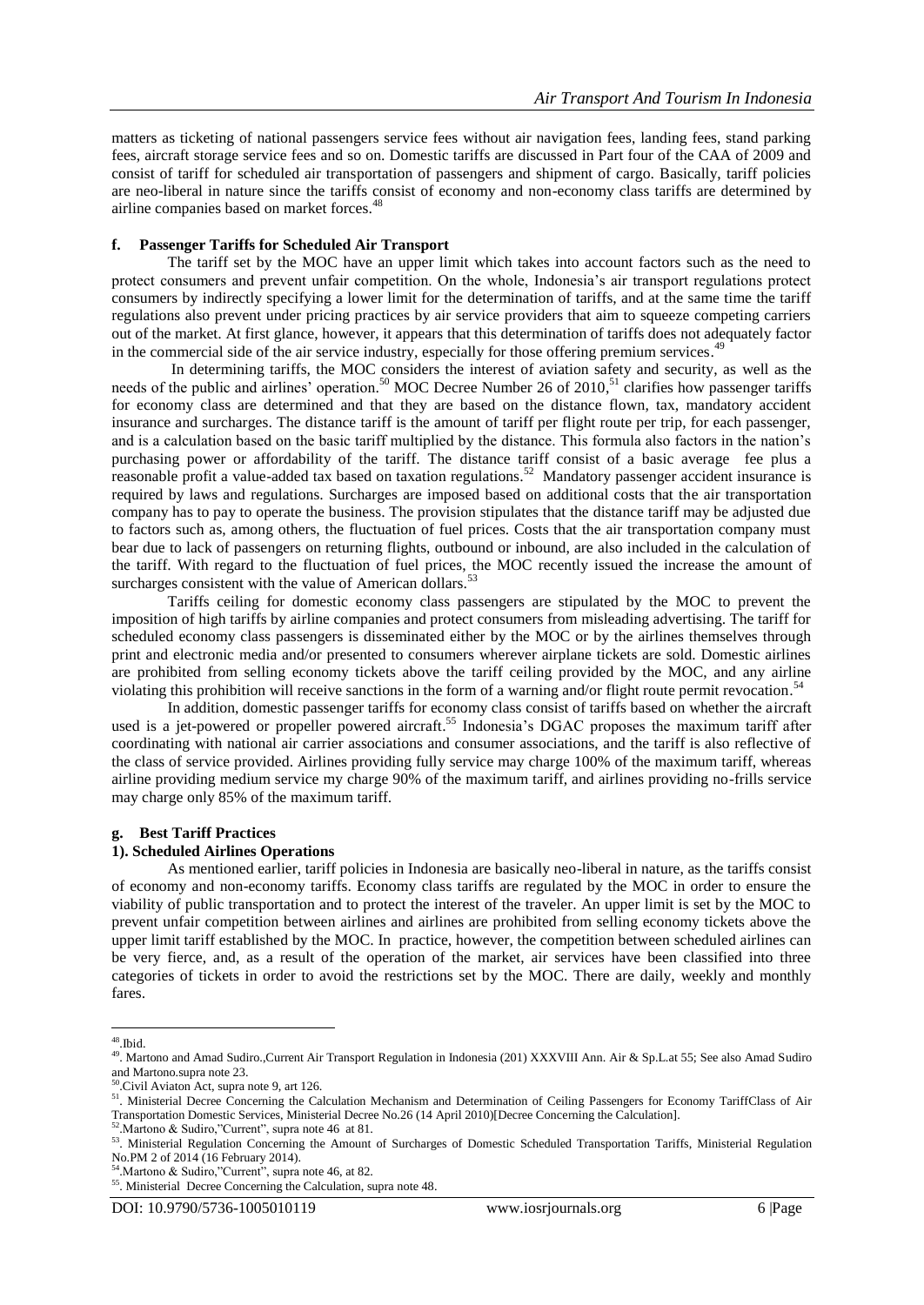matters as ticketing of national passengers service fees without air navigation fees, landing fees, stand parking fees, aircraft storage service fees and so on. Domestic tariffs are discussed in Part four of the CAA of 2009 and consist of tariff for scheduled air transportation of passengers and shipment of cargo. Basically, tariff policies are neo-liberal in nature since the tariffs consist of economy and non-economy class tariffs are determined by airline companies based on market forces.[48]

### f. Passenger Tariffs for Scheduled Air Transport

The tariff set by the MOC have an upper limit which takes into account factors such as the need to protect consumers and prevent unfair competition. On the whole, Indonesia's air transport regulations protect consumers by indirectly specifying a lower limit for the determination of tariffs, and at the same time the tariff regulations also prevent under pricing practices by air service providers that aim to squeeze competing carriers out of the market. At first glance, however, it appears that this determination of tariffs does not adequately factor in the commercial side of the air service industry, especially for those offering premium services.[49]

In determining tariffs, the MOC considers the interest of aviation safety and security, as well as the needs of the public and airlines' operation.[50] MOC Decree Number 26 of 2010,[51] clarifies how passenger tariffs for economy class are determined and that they are based on the distance flown, tax, mandatory accident insurance and surcharges. The distance tariff is the amount of tariff per flight route per trip, for each passenger, and is a calculation based on the basic tariff multiplied by the distance. This formula also factors in the nation's purchasing power or affordability of the tariff. The distance tariff consist of a basic average fee plus a reasonable profit a value-added tax based on taxation regulations.[52] Mandatory passenger accident insurance is required by laws and regulations. Surcharges are imposed based on additional costs that the air transportation company has to pay to operate the business. The provision stipulates that the distance tariff may be adjusted due to factors such as, among others, the fluctuation of fuel prices. Costs that the air transportation company must bear due to lack of passengers on returning flights, outbound or inbound, are also included in the calculation of the tariff. With regard to the fluctuation of fuel prices, the MOC recently issued the increase the amount of surcharges consistent with the value of American dollars.[53]

Tariffs ceiling for domestic economy class passengers are stipulated by the MOC to prevent the imposition of high tariffs by airline companies and protect consumers from misleading advertising. The tariff for scheduled economy class passengers is disseminated either by the MOC or by the airlines themselves through print and electronic media and/or presented to consumers wherever airplane tickets are sold. Domestic airlines are prohibited from selling economy tickets above the tariff ceiling provided by the MOC, and any airline violating this prohibition will receive sanctions in the form of a warning and/or flight route permit revocation.[54]

In addition, domestic passenger tariffs for economy class consist of tariffs based on whether the aircraft used is a jet-powered or propeller powered aircraft.[55] Indonesia's DGAC proposes the maximum tariff after coordinating with national air carrier associations and consumer associations, and the tariff is also reflective of the class of service provided. Airlines providing fully service may charge 100% of the maximum tariff, whereas airline providing medium service my charge 90% of the maximum tariff, and airlines providing no-frills service may charge only 85% of the maximum tariff.

### g. Best Tariff Practices

#### 1). Scheduled Airlines Operations

As mentioned earlier, tariff policies in Indonesia are basically neo-liberal in nature, as the tariffs consist of economy and non-economy tariffs. Economy class tariffs are regulated by the MOC in order to ensure the viability of public transportation and to protect the interest of the traveler. An upper limit is set by the MOC to prevent unfair competition between airlines and airlines are prohibited from selling economy tickets above the upper limit tariff established by the MOC. In practice, however, the competition between scheduled airlines can be very fierce, and, as a result of the operation of the market, air services have been classified into three categories of tickets in order to avoid the restrictions set by the MOC. There are daily, weekly and monthly fares.

---

[48]. Ibid.

[49]. Martono and Amad Sudiro.,Current Air Transport Regulation in Indonesia (201) XXXVIII Ann. Air & Sp.L.at 55; See also Amad Sudiro and Martono.supra note 23.

[50]. Civil Aviaton Act, supra note 9, art 126.

[51]. Ministerial Decree Concerning the Calculation Mechanism and Determination of Ceiling Passengers for Economy TariffClass of Air Transportation Domestic Services, Ministerial Decree No.26 (14 April 2010)[Decree Concerning the Calculation].

[52]. Martono & Sudiro,"Current", supra note 46 at 81.

[53]. Ministerial Regulation Concerning the Amount of Surcharges of Domestic Scheduled Transportation Tariffs, Ministerial Regulation No.PM 2 of 2014 (16 February 2014).

[54]. Martono & Sudiro,"Current", supra note 46, at 82.

[55]. Ministerial Decree Concerning the Calculation, supra note 48.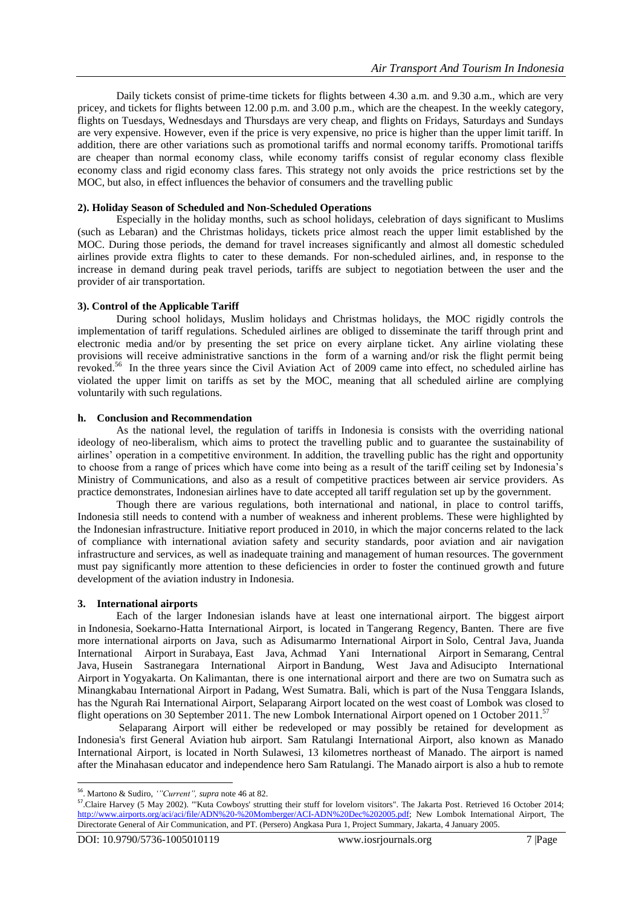Daily tickets consist of prime-time tickets for flights between 4.30 a.m. and 9.30 a.m., which are very pricey, and tickets for flights between 12.00 p.m. and 3.00 p.m., which are the cheapest. In the weekly category, flights on Tuesdays, Wednesdays and Thursdays are very cheap, and flights on Fridays, Saturdays and Sundays are very expensive. However, even if the price is very expensive, no price is higher than the upper limit tariff. In addition, there are other variations such as promotional tariffs and normal economy tariffs. Promotional tariffs are cheaper than normal economy class, while economy tariffs consist of regular economy class flexible economy class and rigid economy class fares. This strategy not only avoids the price restrictions set by the MOC, but also, in effect influences the behavior of consumers and the travelling public

**2). Holiday Season of Scheduled and Non-Scheduled Operations**

Especially in the holiday months, such as school holidays, celebration of days significant to Muslims (such as Lebaran) and the Christmas holidays, tickets price almost reach the upper limit established by the MOC. During those periods, the demand for travel increases significantly and almost all domestic scheduled airlines provide extra flights to cater to these demands. For non-scheduled airlines, and, in response to the increase in demand during peak travel periods, tariffs are subject to negotiation between the user and the provider of air transportation.

**3). Control of the Applicable Tariff**

During school holidays, Muslim holidays and Christmas holidays, the MOC rigidly controls the implementation of tariff regulations. Scheduled airlines are obliged to disseminate the tariff through print and electronic media and/or by presenting the set price on every airplane ticket. Any airline violating these provisions will receive administrative sanctions in the form of a warning and/or risk the flight permit being revoked.[56] In the three years since the Civil Aviation Act of 2009 came into effect, no scheduled airline has violated the upper limit on tariffs as set by the MOC, meaning that all scheduled airline are complying voluntarily with such regulations.

**h. Conclusion and Recommendation**

As the national level, the regulation of tariffs in Indonesia is consists with the overriding national ideology of neo-liberalism, which aims to protect the travelling public and to guarantee the sustainability of airlines' operation in a competitive environment. In addition, the travelling public has the right and opportunity to choose from a range of prices which have come into being as a result of the tariff ceiling set by Indonesia's Ministry of Communications, and also as a result of competitive practices between air service providers. As practice demonstrates, Indonesian airlines have to date accepted all tariff regulation set up by the government.

Though there are various regulations, both international and national, in place to control tariffs, Indonesia still needs to contend with a number of weakness and inherent problems. These were highlighted by the Indonesian infrastructure. Initiative report produced in 2010, in which the major concerns related to the lack of compliance with international aviation safety and security standards, poor aviation and air navigation infrastructure and services, as well as inadequate training and management of human resources. The government must pay significantly more attention to these deficiencies in order to foster the continued growth and future development of the aviation industry in Indonesia.

**3. International airports**

Each of the larger Indonesian islands have at least one international airport. The biggest airport in Indonesia, Soekarno-Hatta International Airport, is located in Tangerang Regency, Banten. There are five more international airports on Java, such as Adisumarmo International Airport in Solo, Central Java, Juanda International Airport in Surabaya, East Java, Achmad Yani International Airport in Semarang, Central Java, Husein Sastranegara International Airport in Bandung, West Java and Adisucipto International Airport in Yogyakarta. On Kalimantan, there is one international airport and there are two on Sumatra such as Minangkabau International Airport in Padang, West Sumatra. Bali, which is part of the Nusa Tenggara Islands, has the Ngurah Rai International Airport, Selaparang Airport located on the west coast of Lombok was closed to flight operations on 30 September 2011. The new Lombok International Airport opened on 1 October 2011.[57]

Selaparang Airport will either be redeveloped or may possibly be retained for development as Indonesia's first General Aviation hub airport. Sam Ratulangi International Airport, also known as Manado International Airport, is located in North Sulawesi, 13 kilometres northeast of Manado. The airport is named after the Minahasan educator and independence hero Sam Ratulangi. The Manado airport is also a hub to remote

---

[56]. Martono & Sudiro, *'"Current", supra* note 46 at 82.

[57].Claire Harvey (5 May 2002). "'Kuta Cowboys' strutting their stuff for lovelorn visitors". The Jakarta Post. Retrieved 16 October 2014; http://www.airports.org/aci/aci/file/ADN%20-%20Momberger/ACI-ADN%20Dec%202005.pdf; New Lombok International Airport, The Directorate General of Air Communication, and PT. (Persero) Angkasa Pura 1, Project Summary, Jakarta, 4 January 2005.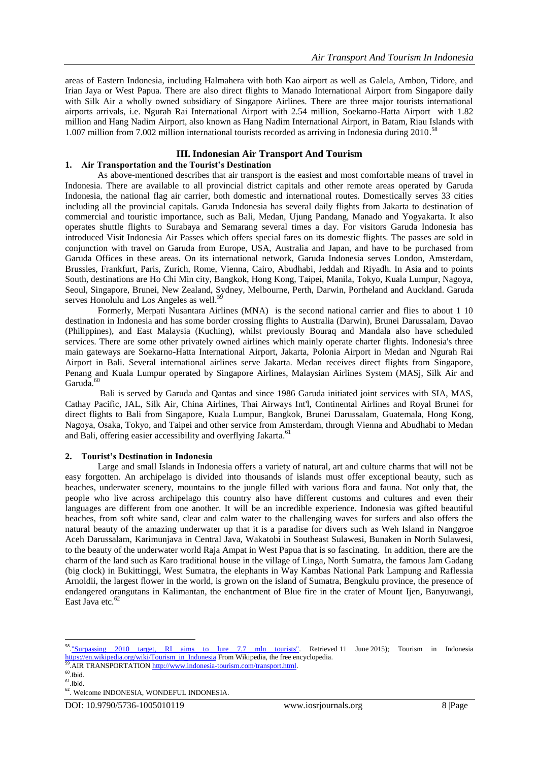areas of Eastern Indonesia, including Halmahera with both Kao airport as well as Galela, Ambon, Tidore, and Irian Jaya or West Papua. There are also direct flights to Manado International Airport from Singapore daily with Silk Air a wholly owned subsidiary of Singapore Airlines. There are three major tourists international airports arrivals, i.e. Ngurah Rai International Airport with 2.54 million, Soekarno-Hatta Airport with 1.82 million and Hang Nadim Airport, also known as Hang Nadim International Airport, in Batam, Riau Islands with 1.007 million from 7.002 million international tourists recorded as arriving in Indonesia during 2010.[58]

## III. Indonesian Air Transport And Tourism

### 1. Air Transportation and the Tourist's Destination

As above-mentioned describes that air transport is the easiest and most comfortable means of travel in Indonesia. There are available to all provincial district capitals and other remote areas operated by Garuda Indonesia, the national flag air carrier, both domestic and international routes. Domestically serves 33 cities including all the provincial capitals. Garuda Indonesia has several daily flights from Jakarta to destination of commercial and touristic importance, such as Bali, Medan, Ujung Pandang, Manado and Yogyakarta. It also operates shuttle flights to Surabaya and Semarang several times a day. For visitors Garuda Indonesia has introduced Visit Indonesia Air Passes which offers special fares on its domestic flights. The passes are sold in conjunction with travel on Garuda from Europe, USA, Australia and Japan, and have to be purchased from Garuda Offices in these areas. On its international network, Garuda Indonesia serves London, Amsterdam, Brussles, Frankfurt, Paris, Zurich, Rome, Vienna, Cairo, Abudhabi, Jeddah and Riyadh. In Asia and to points South, destinations are Ho Chi Min city, Bangkok, Hong Kong, Taipei, Manila, Tokyo, Kuala Lumpur, Nagoya, Seoul, Singapore, Brunei, New Zealand, Sydney, Melbourne, Perth, Darwin, Portheland and Auckland. Garuda serves Honolulu and Los Angeles as well.[59]

Formerly, Merpati Nusantara Airlines (MNA) is the second national carrier and flies to about 1 10 destination in Indonesia and has some border crossing flights to Australia (Darwin), Brunei Darussalam, Davao (Philippines), and East Malaysia (Kuching), whilst previously Bouraq and Mandala also have scheduled services. There are some other privately owned airlines which mainly operate charter flights. Indonesia's three main gateways are Soekarno-Hatta International Airport, Jakarta, Polonia Airport in Medan and Ngurah Rai Airport in Bali. Several international airlines serve Jakarta. Medan receives direct flights from Singapore, Penang and Kuala Lumpur operated by Singapore Airlines, Malaysian Airlines System (MASj, Silk Air and Garuda.[60]

Bali is served by Garuda and Qantas and since 1986 Garuda initiated joint services with SIA, MAS, Cathay Pacific, JAL, Silk Air, China Airlines, Thai Airways Int'l, Continental Airlines and Royal Brunei for direct flights to Bali from Singapore, Kuala Lumpur, Bangkok, Brunei Darussalam, Guatemala, Hong Kong, Nagoya, Osaka, Tokyo, and Taipei and other service from Amsterdam, through Vienna and Abudhabi to Medan and Bali, offering easier accessibility and overflying Jakarta.[61]

### 2. Tourist's Destination in Indonesia

Large and small Islands in Indonesia offers a variety of natural, art and culture charms that will not be easy forgotten. An archipelago is divided into thousands of islands must offer exceptional beauty, such as beaches, underwater scenery, mountains to the jungle filled with various flora and fauna. Not only that, the people who live across archipelago this country also have different customs and cultures and even their languages are different from one another. It will be an incredible experience. Indonesia was gifted beautiful beaches, from soft white sand, clear and calm water to the challenging waves for surfers and also offers the natural beauty of the amazing underwater up that it is a paradise for divers such as Weh Island in Nanggroe Aceh Darussalam, Karimunjava in Central Java, Wakatobi in Southeast Sulawesi, Bunaken in North Sulawesi, to the beauty of the underwater world Raja Ampat in West Papua that is so fascinating. In addition, there are the charm of the land such as Karo traditional house in the village of Linga, North Sumatra, the famous Jam Gadang (big clock) in Bukittinggi, West Sumatra, the elephants in Way Kambas National Park Lampung and Raflessia Arnoldii, the largest flower in the world, is grown on the island of Sumatra, Bengkulu province, the presence of endangered orangutans in Kalimantan, the enchantment of Blue fire in the crater of Mount Ijen, Banyuwangi, East Java etc.[62]

---

[58]. "Surpassing 2010 target, RI aims to lure 7.7 mln tourists". Retrieved 11 June 2015); Tourism in Indonesia https://en.wikipedia.org/wiki/Tourism_in_Indonesia From Wikipedia, the free encyclopedia.

[59]. AIR TRANSPORTATION http://www.indonesia-tourism.com/transport.html.

[60]. Ibid.

[61]. Ibid.

[62]. Welcome INDONESIA, WONDEFUL INDONESIA.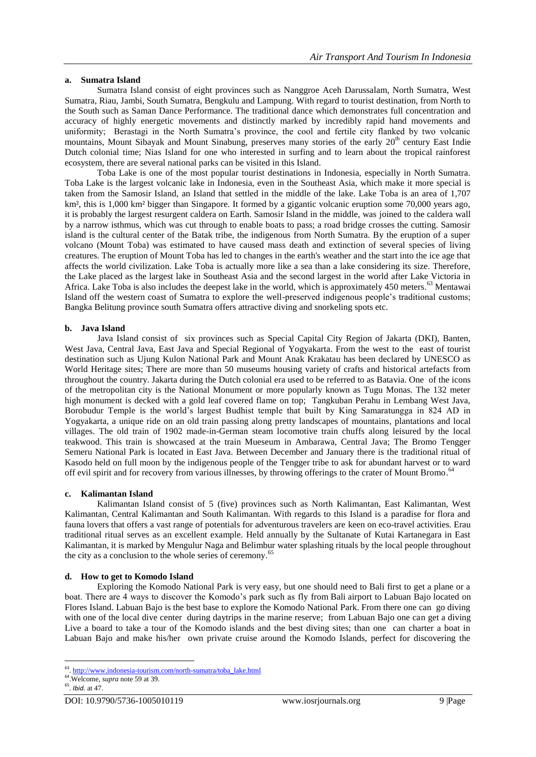### a. Sumatra Island

Sumatra Island consist of eight provinces such as Nanggroe Aceh Darussalam, North Sumatra, West Sumatra, Riau, Jambi, South Sumatra, Bengkulu and Lampung. With regard to tourist destination, from North to the South such as Saman Dance Performance. The traditional dance which demonstrates full concentration and accuracy of highly energetic movements and distinctly marked by incredibly rapid hand movements and uniformity; Berastagi in the North Sumatra's province, the cool and fertile city flanked by two volcanic mountains, Mount Sibayak and Mount Sinabung, preserves many stories of the early 20th century East Indie Dutch colonial time; Nias Island for one who interested in surfing and to learn about the tropical rainforest ecosystem, there are several national parks can be visited in this Island.

Toba Lake is one of the most popular tourist destinations in Indonesia, especially in North Sumatra. Toba Lake is the largest volcanic lake in Indonesia, even in the Southeast Asia, which make it more special is taken from the Samosir Island, an Island that settled in the middle of the lake. Lake Toba is an area of 1,707 km², this is 1,000 km² bigger than Singapore. It formed by a gigantic volcanic eruption some 70,000 years ago, it is probably the largest resurgent caldera on Earth. Samosir Island in the middle, was joined to the caldera wall by a narrow isthmus, which was cut through to enable boats to pass; a road bridge crosses the cutting. Samosir island is the cultural center of the Batak tribe, the indigenous from North Sumatra. By the eruption of a super volcano (Mount Toba) was estimated to have caused mass death and extinction of several species of living creatures. The eruption of Mount Toba has led to changes in the earth's weather and the start into the ice age that affects the world civilization. Lake Toba is actually more like a sea than a lake considering its size. Therefore, the Lake placed as the largest lake in Southeast Asia and the second largest in the world after Lake Victoria in Africa. Lake Toba is also includes the deepest lake in the world, which is approximately 450 meters.[63] Mentawai Island off the western coast of Sumatra to explore the well-preserved indigenous people's traditional customs; Bangka Belitung province south Sumatra offers attractive diving and snorkeling spots etc.

### b. Java Island

Java Island consist of six provinces such as Special Capital City Region of Jakarta (DKI), Banten, West Java, Central Java, East Java and Special Regional of Yogyakarta. From the west to the east of tourist destination such as Ujung Kulon National Park and Mount Anak Krakatau has been declared by UNESCO as World Heritage sites; There are more than 50 museums housing variety of crafts and historical artefacts from throughout the country. Jakarta during the Dutch colonial era used to be referred to as Batavia. One of the icons of the metropolitan city is the National Monument or more popularly known as Tugu Monas. The 132 meter high monument is decked with a gold leaf covered flame on top; Tangkuban Perahu in Lembang West Java, Borobudur Temple is the world's largest Budhist temple that built by King Samaratungga in 824 AD in Yogyakarta, a unique ride on an old train passing along pretty landscapes of mountains, plantations and local villages. The old train of 1902 made-in-German steam locomotive train chuffs along leisured by the local teakwood. This train is showcased at the train Mueseum in Ambarawa, Central Java; The Bromo Tengger Semeru National Park is located in East Java. Between December and January there is the traditional ritual of Kasodo held on full moon by the indigenous people of the Tengger tribe to ask for abundant harvest or to ward off evil spirit and for recovery from various illnesses, by throwing offerings to the crater of Mount Bromo.[64]

### c. Kalimantan Island

Kalimantan Island consist of 5 (five) provinces such as North Kalimantan, East Kalimantan, West Kalimantan, Central Kalimantan and South Kalimantan. With regards to this Island is a paradise for flora and fauna lovers that offers a vast range of potentials for adventurous travelers are keen on eco-travel activities. Erau traditional ritual serves as an excellent example. Held annually by the Sultanate of Kutai Kartanegara in East Kalimantan, it is marked by Mengulur Naga and Belimbur water splashing rituals by the local people throughout the city as a conclusion to the whole series of ceremony.[65]

### d. How to get to Komodo Island

Exploring the Komodo National Park is very easy, but one should need to Bali first to get a plane or a boat. There are 4 ways to discover the Komodo's park such as fly from Bali airport to Labuan Bajo located on Flores Island. Labuan Bajo is the best base to explore the Komodo National Park. From there one can go diving with one of the local dive center during daytrips in the marine reserve; from Labuan Bajo one can get a diving Live a board to take a tour of the Komodo islands and the best diving sites; than one can charter a boat in Labuan Bajo and make his/her own private cruise around the Komodo Islands, perfect for discovering the

---

[63]. http://www.indonesia-tourism.com/north-sumatra/toba_lake.html

[64]. Welcome, *supra* note 59 at 39.

[65]. *Ibid.* at 47.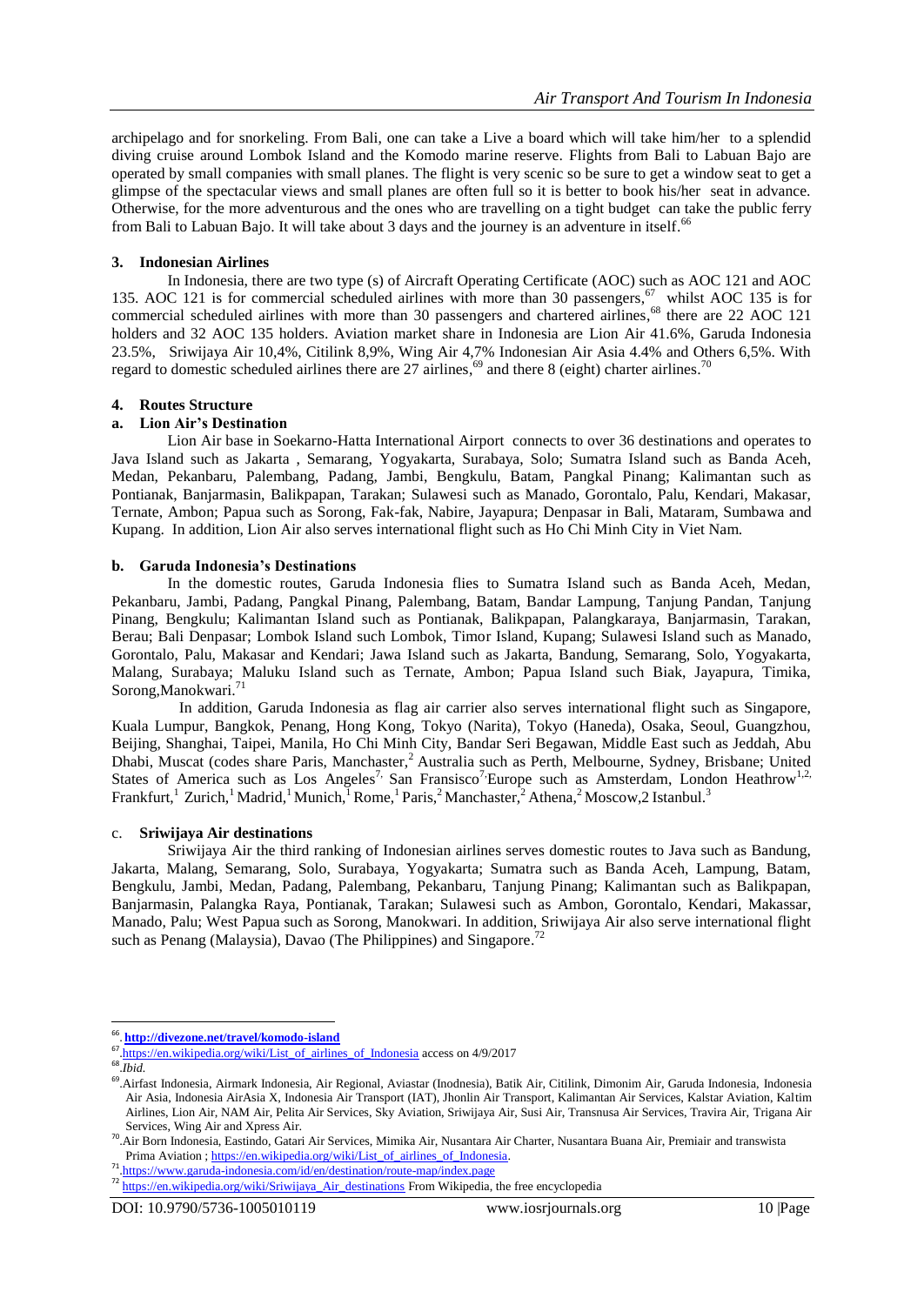archipelago and for snorkeling. From Bali, one can take a Live a board which will take him/her to a splendid diving cruise around Lombok Island and the Komodo marine reserve. Flights from Bali to Labuan Bajo are operated by small companies with small planes. The flight is very scenic so be sure to get a window seat to get a glimpse of the spectacular views and small planes are often full so it is better to book his/her seat in advance. Otherwise, for the more adventurous and the ones who are travelling on a tight budget can take the public ferry from Bali to Labuan Bajo. It will take about 3 days and the journey is an adventure in itself.[66]

### 3. Indonesian Airlines

In Indonesia, there are two type (s) of Aircraft Operating Certificate (AOC) such as AOC 121 and AOC 135. AOC 121 is for commercial scheduled airlines with more than 30 passengers,[67] whilst AOC 135 is for commercial scheduled airlines with more than 30 passengers and chartered airlines,[68] there are 22 AOC 121 holders and 32 AOC 135 holders. Aviation market share in Indonesia are Lion Air 41.6%, Garuda Indonesia 23.5%, Sriwijaya Air 10,4%, Citilink 8,9%, Wing Air 4,7% Indonesian Air Asia 4.4% and Others 6,5%. With regard to domestic scheduled airlines there are 27 airlines,[69] and there 8 (eight) charter airlines.[70]

### 4. Routes Structure

#### a. Lion Air's Destination

Lion Air base in Soekarno-Hatta International Airport connects to over 36 destinations and operates to Java Island such as Jakarta , Semarang, Yogyakarta, Surabaya, Solo; Sumatra Island such as Banda Aceh, Medan, Pekanbaru, Palembang, Padang, Jambi, Bengkulu, Batam, Pangkal Pinang; Kalimantan such as Pontianak, Banjarmasin, Balikpapan, Tarakan; Sulawesi such as Manado, Gorontalo, Palu, Kendari, Makasar, Ternate, Ambon; Papua such as Sorong, Fak-fak, Nabire, Jayapura; Denpasar in Bali, Mataram, Sumbawa and Kupang. In addition, Lion Air also serves international flight such as Ho Chi Minh City in Viet Nam.

#### b. Garuda Indonesia's Destinations

In the domestic routes, Garuda Indonesia flies to Sumatra Island such as Banda Aceh, Medan, Pekanbaru, Jambi, Padang, Pangkal Pinang, Palembang, Batam, Bandar Lampung, Tanjung Pandan, Tanjung Pinang, Bengkulu; Kalimantan Island such as Pontianak, Balikpapan, Palangkaraya, Banjarmasin, Tarakan, Berau; Bali Denpasar; Lombok Island such Lombok, Timor Island, Kupang; Sulawesi Island such as Manado, Gorontalo, Palu, Makasar and Kendari; Jawa Island such as Jakarta, Bandung, Semarang, Solo, Yogyakarta, Malang, Surabaya; Maluku Island such as Ternate, Ambon; Papua Island such Biak, Jayapura, Timika, Sorong,Manokwari.[71]

In addition, Garuda Indonesia as flag air carrier also serves international flight such as Singapore, Kuala Lumpur, Bangkok, Penang, Hong Kong, Tokyo (Narita), Tokyo (Haneda), Osaka, Seoul, Guangzhou, Beijing, Shanghai, Taipei, Manila, Ho Chi Minh City, Bandar Seri Begawan, Middle East such as Jeddah, Abu Dhabi, Muscat (codes share Paris, Manchaster,[2] Australia such as Perth, Melbourne, Sydney, Brisbane; United States of America such as Los Angeles[7,] San Fransisco[7,]Europe such as Amsterdam, London Heathrow[1,2,] Frankfurt,[1] Zurich,[1] Madrid,[1] Munich,[1] Rome,[1] Paris,[2] Manchaster,[2] Athena,[2] Moscow,2 Istanbul.[3]

#### c. Sriwijaya Air destinations

Sriwijaya Air the third ranking of Indonesian airlines serves domestic routes to Java such as Bandung, Jakarta, Malang, Semarang, Solo, Surabaya, Yogyakarta; Sumatra such as Banda Aceh, Lampung, Batam, Bengkulu, Jambi, Medan, Padang, Palembang, Pekanbaru, Tanjung Pinang; Kalimantan such as Balikpapan, Banjarmasin, Palangka Raya, Pontianak, Tarakan; Sulawesi such as Ambon, Gorontalo, Kendari, Makassar, Manado, Palu; West Papua such as Sorong, Manokwari. In addition, Sriwijaya Air also serve international flight such as Penang (Malaysia), Davao (The Philippines) and Singapore.[72]

---

[66]. **http://divezone.net/travel/komodo-island**

[67].https://en.wikipedia.org/wiki/List_of_airlines_of_Indonesia access on 4/9/2017

[68].*Ibid.*

[69].Airfast Indonesia, Airmark Indonesia, Air Regional, Aviastar (Inodnesia), Batik Air, Citilink, Dimonim Air, Garuda Indonesia, Indonesia Air Asia, Indonesia AirAsia X, Indonesia Air Transport (IAT), Jhonlin Air Transport, Kalimantan Air Services, Kalstar Aviation, Kaltim Airlines, Lion Air, NAM Air, Pelita Air Services, Sky Aviation, Sriwijaya Air, Susi Air, Transnusa Air Services, Travira Air, Trigana Air Services, Wing Air and Xpress Air.

[70].Air Born Indonesia, Eastindo, Gatari Air Services, Mimika Air, Nusantara Air Charter, Nusantara Buana Air, Premiair and transwista Prima Aviation ; https://en.wikipedia.org/wiki/List_of_airlines_of_Indonesia.

[71].https://www.garuda-indonesia.com/id/en/destination/route-map/index.page

[72] https://en.wikipedia.org/wiki/Sriwijaya_Air_destinations From Wikipedia, the free encyclopedia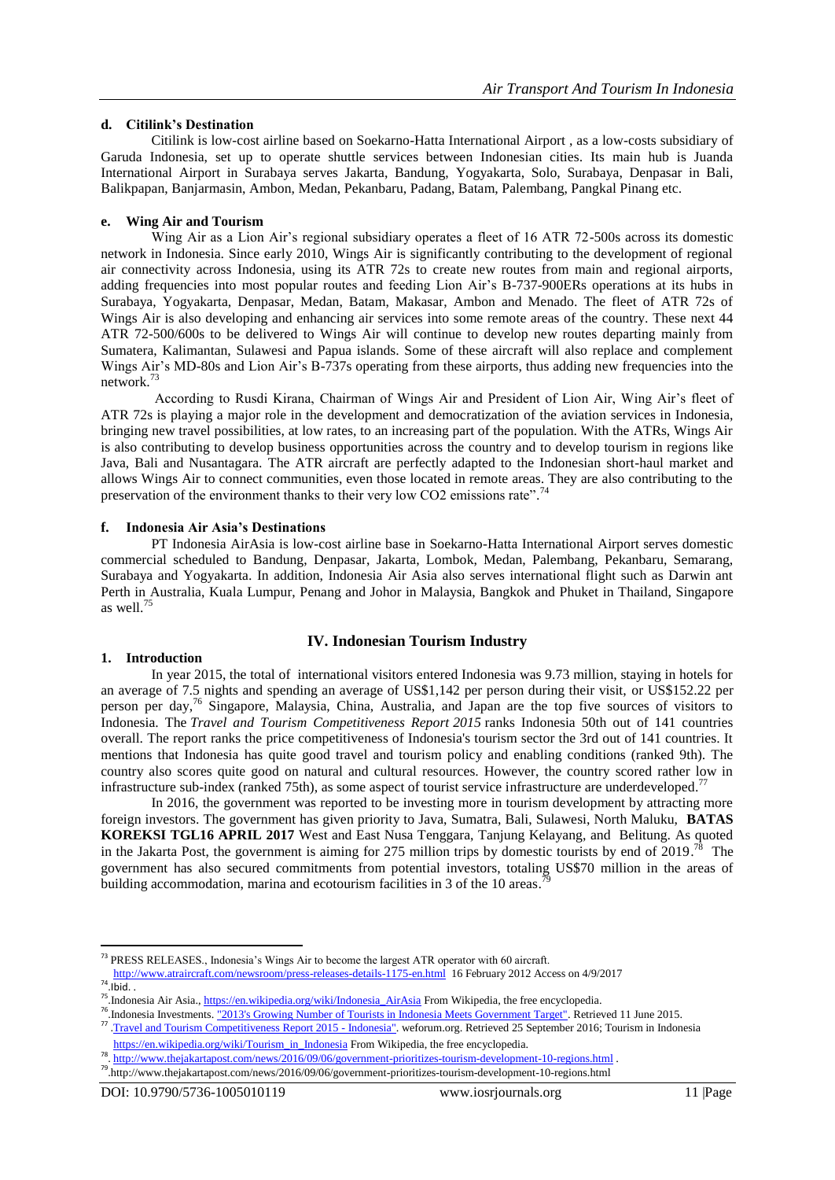### d. Citilink's Destination

Citilink is low-cost airline based on Soekarno-Hatta International Airport , as a low-costs subsidiary of Garuda Indonesia, set up to operate shuttle services between Indonesian cities. Its main hub is Juanda International Airport in Surabaya serves Jakarta, Bandung, Yogyakarta, Solo, Surabaya, Denpasar in Bali, Balikpapan, Banjarmasin, Ambon, Medan, Pekanbaru, Padang, Batam, Palembang, Pangkal Pinang etc.

### e. Wing Air and Tourism

Wing Air as a Lion Air's regional subsidiary operates a fleet of 16 ATR 72-500s across its domestic network in Indonesia. Since early 2010, Wings Air is significantly contributing to the development of regional air connectivity across Indonesia, using its ATR 72s to create new routes from main and regional airports, adding frequencies into most popular routes and feeding Lion Air's B-737-900ERs operations at its hubs in Surabaya, Yogyakarta, Denpasar, Medan, Batam, Makasar, Ambon and Menado. The fleet of ATR 72s of Wings Air is also developing and enhancing air services into some remote areas of the country. These next 44 ATR 72-500/600s to be delivered to Wings Air will continue to develop new routes departing mainly from Sumatera, Kalimantan, Sulawesi and Papua islands. Some of these aircraft will also replace and complement Wings Air's MD-80s and Lion Air's B-737s operating from these airports, thus adding new frequencies into the network.[73]

According to Rusdi Kirana, Chairman of Wings Air and President of Lion Air, Wing Air's fleet of ATR 72s is playing a major role in the development and democratization of the aviation services in Indonesia, bringing new travel possibilities, at low rates, to an increasing part of the population. With the ATRs, Wings Air is also contributing to develop business opportunities across the country and to develop tourism in regions like Java, Bali and Nusantagara. The ATR aircraft are perfectly adapted to the Indonesian short-haul market and allows Wings Air to connect communities, even those located in remote areas. They are also contributing to the preservation of the environment thanks to their very low CO2 emissions rate".[74]

### f. Indonesia Air Asia's Destinations

PT Indonesia AirAsia is low-cost airline base in Soekarno-Hatta International Airport serves domestic commercial scheduled to Bandung, Denpasar, Jakarta, Lombok, Medan, Palembang, Pekanbaru, Semarang, Surabaya and Yogyakarta. In addition, Indonesia Air Asia also serves international flight such as Darwin ant Perth in Australia, Kuala Lumpur, Penang and Johor in Malaysia, Bangkok and Phuket in Thailand, Singapore as well.[75]

## IV. Indonesian Tourism Industry

### 1. Introduction

In year 2015, the total of international visitors entered Indonesia was 9.73 million, staying in hotels for an average of 7.5 nights and spending an average of US$1,142 per person during their visit, or US$152.22 per person per day,[76] Singapore, Malaysia, China, Australia, and Japan are the top five sources of visitors to Indonesia. The *Travel and Tourism Competitiveness Report 2015* ranks Indonesia 50th out of 141 countries overall. The report ranks the price competitiveness of Indonesia's tourism sector the 3rd out of 141 countries. It mentions that Indonesia has quite good travel and tourism policy and enabling conditions (ranked 9th). The country also scores quite good on natural and cultural resources. However, the country scored rather low in infrastructure sub-index (ranked 75th), as some aspect of tourist service infrastructure are underdeveloped.[77]

In 2016, the government was reported to be investing more in tourism development by attracting more foreign investors. The government has given priority to Java, Sumatra, Bali, Sulawesi, North Maluku, **BATAS KOREKSI TGL16 APRIL 2017** West and East Nusa Tenggara, Tanjung Kelayang, and Belitung. As quoted in the Jakarta Post, the government is aiming for 275 million trips by domestic tourists by end of 2019.[78] The government has also secured commitments from potential investors, totaling US$70 million in the areas of building accommodation, marina and ecotourism facilities in 3 of the 10 areas.[79]

---

[73] PRESS RELEASES., Indonesia's Wings Air to become the largest ATR operator with 60 aircraft. http://www.atraircraft.com/newsroom/press-releases-details-1175-en.html 16 February 2012 Access on 4/9/2017

[74].Ibid. .

[75].Indonesia Air Asia., https://en.wikipedia.org/wiki/Indonesia_AirAsia From Wikipedia, the free encyclopedia.

[76].Indonesia Investments. "2013's Growing Number of Tourists in Indonesia Meets Government Target". Retrieved 11 June 2015.

[77].Travel and Tourism Competitiveness Report 2015 - Indonesia". weforum.org. Retrieved 25 September 2016; Tourism in Indonesia https://en.wikipedia.org/wiki/Tourism_in_Indonesia From Wikipedia, the free encyclopedia.

[78]. http://www.thejakartapost.com/news/2016/09/06/government-prioritizes-tourism-development-10-regions.html .

[79].http://www.thejakartapost.com/news/2016/09/06/government-prioritizes-tourism-development-10-regions.html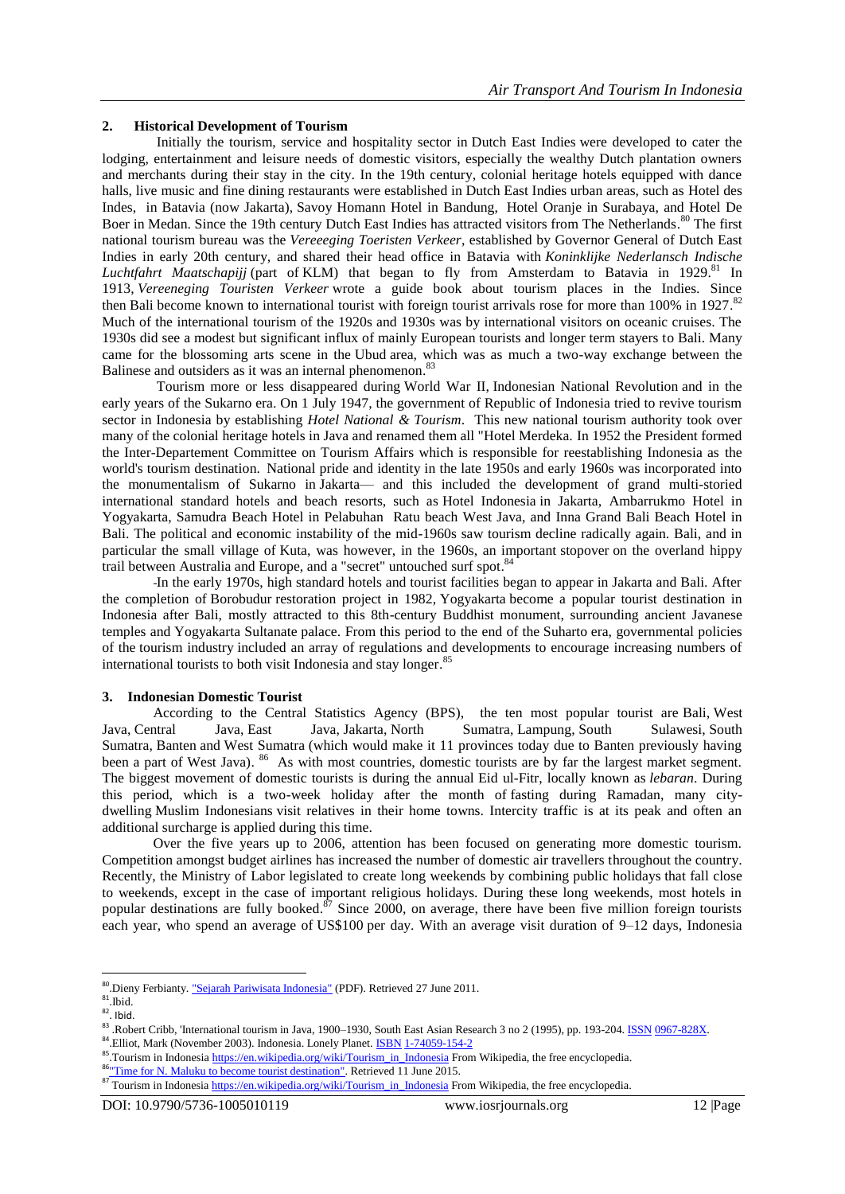## 2. Historical Development of Tourism

Initially the tourism, service and hospitality sector in Dutch East Indies were developed to cater the lodging, entertainment and leisure needs of domestic visitors, especially the wealthy Dutch plantation owners and merchants during their stay in the city. In the 19th century, colonial heritage hotels equipped with dance halls, live music and fine dining restaurants were established in Dutch East Indies urban areas, such as Hotel des Indes, in Batavia (now Jakarta), Savoy Homann Hotel in Bandung, Hotel Oranje in Surabaya, and Hotel De Boer in Medan. Since the 19th century Dutch East Indies has attracted visitors from The Netherlands.[80] The first national tourism bureau was the *Vereeeging Toeristen Verkeer*, established by Governor General of Dutch East Indies in early 20th century, and shared their head office in Batavia with *Koninklijke Nederlansch Indische Luchtfahrt Maatschapijj* (part of KLM) that began to fly from Amsterdam to Batavia in 1929.[81] In 1913, *Vereeneging Touristen Verkeer* wrote a guide book about tourism places in the Indies. Since then Bali become known to international tourist with foreign tourist arrivals rose for more than 100% in 1927.[82] Much of the international tourism of the 1920s and 1930s was by international visitors on oceanic cruises. The 1930s did see a modest but significant influx of mainly European tourists and longer term stayers to Bali. Many came for the blossoming arts scene in the Ubud area, which was as much a two-way exchange between the Balinese and outsiders as it was an internal phenomenon.[83]

Tourism more or less disappeared during World War II, Indonesian National Revolution and in the early years of the Sukarno era. On 1 July 1947, the government of Republic of Indonesia tried to revive tourism sector in Indonesia by establishing *Hotel National & Tourism*. This new national tourism authority took over many of the colonial heritage hotels in Java and renamed them all "Hotel Merdeka. In 1952 the President formed the Inter-Departement Committee on Tourism Affairs which is responsible for reestablishing Indonesia as the world's tourism destination. National pride and identity in the late 1950s and early 1960s was incorporated into the monumentalism of Sukarno in Jakarta— and this included the development of grand multi-storied international standard hotels and beach resorts, such as Hotel Indonesia in Jakarta, Ambarrukmo Hotel in Yogyakarta, Samudra Beach Hotel in Pelabuhan Ratu beach West Java, and Inna Grand Bali Beach Hotel in Bali. The political and economic instability of the mid-1960s saw tourism decline radically again. Bali, and in particular the small village of Kuta, was however, in the 1960s, an important stopover on the overland hippy trail between Australia and Europe, and a "secret" untouched surf spot.[84]

In the early 1970s, high standard hotels and tourist facilities began to appear in Jakarta and Bali. After the completion of Borobudur restoration project in 1982, Yogyakarta become a popular tourist destination in Indonesia after Bali, mostly attracted to this 8th-century Buddhist monument, surrounding ancient Javanese temples and Yogyakarta Sultanate palace. From this period to the end of the Suharto era, governmental policies of the tourism industry included an array of regulations and developments to encourage increasing numbers of international tourists to both visit Indonesia and stay longer.[85]

## 3. Indonesian Domestic Tourist

According to the Central Statistics Agency (BPS), the ten most popular tourist are Bali, West Java, Central Java, East Java, Jakarta, North Sumatra, Lampung, South Sulawesi, South Sumatra, Banten and West Sumatra (which would make it 11 provinces today due to Banten previously having been a part of West Java). [86] As with most countries, domestic tourists are by far the largest market segment. The biggest movement of domestic tourists is during the annual Eid ul-Fitr, locally known as *lebaran*. During this period, which is a two-week holiday after the month of fasting during Ramadan, many city-dwelling Muslim Indonesians visit relatives in their home towns. Intercity traffic is at its peak and often an additional surcharge is applied during this time.

Over the five years up to 2006, attention has been focused on generating more domestic tourism. Competition amongst budget airlines has increased the number of domestic air travellers throughout the country. Recently, the Ministry of Labor legislated to create long weekends by combining public holidays that fall close to weekends, except in the case of important religious holidays. During these long weekends, most hotels in popular destinations are fully booked.[87] Since 2000, on average, there have been five million foreign tourists each year, who spend an average of US$100 per day. With an average visit duration of 9–12 days, Indonesia

---

[80] Dieny Ferbianty. "Sejarah Pariwisata Indonesia" (PDF). Retrieved 27 June 2011.
[81] Ibid.
[82] Ibid.
[83] Robert Cribb, 'International tourism in Java, 1900–1930, South East Asian Research 3 no 2 (1995), pp. 193-204. ISSN 0967-828X.
[84] Elliot, Mark (November 2003). Indonesia. Lonely Planet. ISBN 1-74059-154-2
[85] Tourism in Indonesia https://en.wikipedia.org/wiki/Tourism_in_Indonesia From Wikipedia, the free encyclopedia.
[86] "Time for N. Maluku to become tourist destination". Retrieved 11 June 2015.
[87] Tourism in Indonesia https://en.wikipedia.org/wiki/Tourism_in_Indonesia From Wikipedia, the free encyclopedia.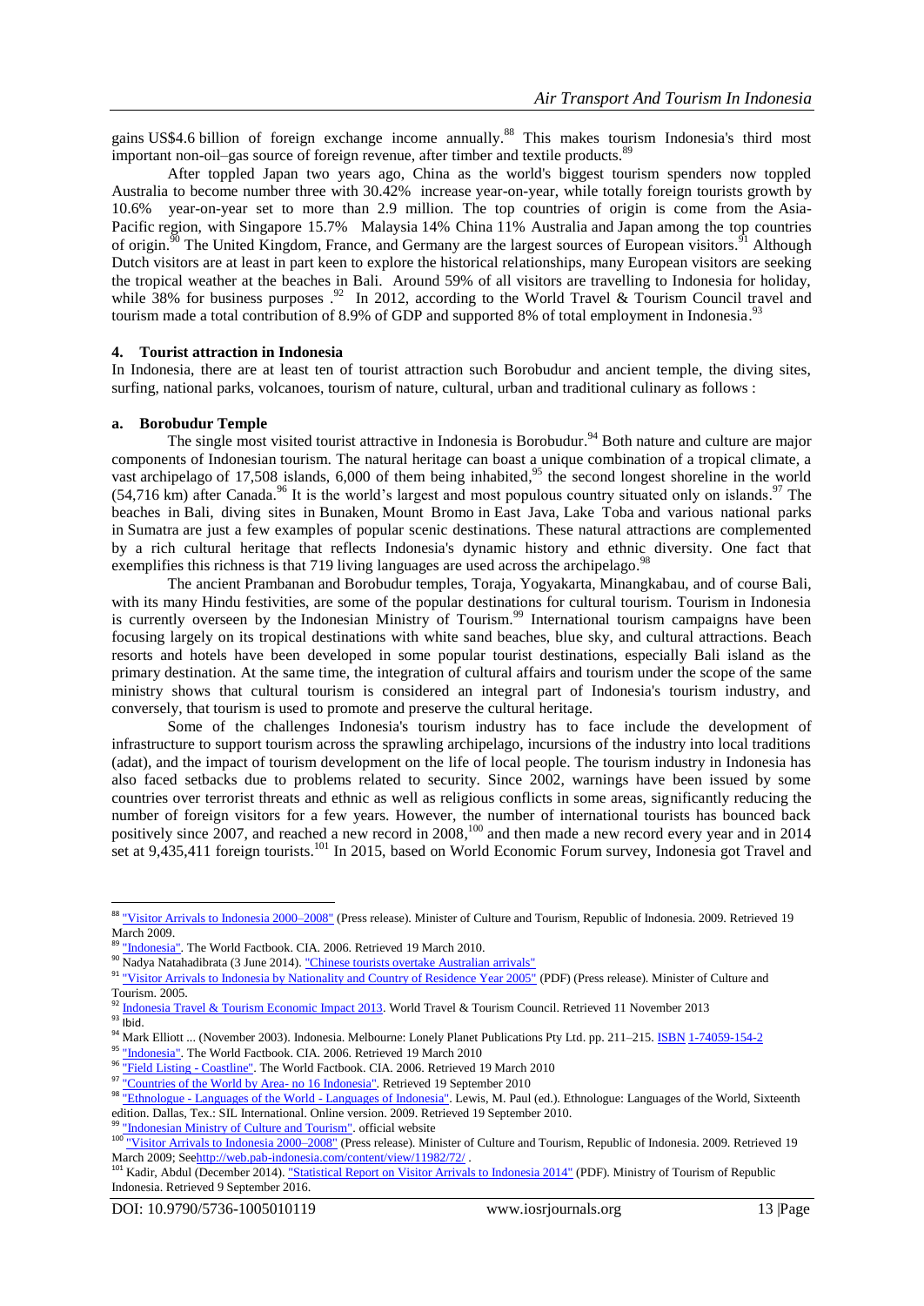gains US$4.6 billion of foreign exchange income annually.[88] This makes tourism Indonesia's third most important non-oil–gas source of foreign revenue, after timber and textile products.[89]

After toppled Japan two years ago, China as the world's biggest tourism spenders now toppled Australia to become number three with 30.42% increase year-on-year, while totally foreign tourists growth by 10.6% year-on-year set to more than 2.9 million. The top countries of origin is come from the Asia-Pacific region, with Singapore 15.7% Malaysia 14% China 11% Australia and Japan among the top countries of origin.[90] The United Kingdom, France, and Germany are the largest sources of European visitors.[91] Although Dutch visitors are at least in part keen to explore the historical relationships, many European visitors are seeking the tropical weather at the beaches in Bali. Around 59% of all visitors are travelling to Indonesia for holiday, while 38% for business purposes .[92] In 2012, according to the World Travel & Tourism Council travel and tourism made a total contribution of 8.9% of GDP and supported 8% of total employment in Indonesia.[93]

## 4. Tourist attraction in Indonesia

In Indonesia, there are at least ten of tourist attraction such Borobudur and ancient temple, the diving sites, surfing, national parks, volcanoes, tourism of nature, cultural, urban and traditional culinary as follows :

### a. Borobudur Temple

The single most visited tourist attractive in Indonesia is Borobudur.[94] Both nature and culture are major components of Indonesian tourism. The natural heritage can boast a unique combination of a tropical climate, a vast archipelago of 17,508 islands, 6,000 of them being inhabited,[95] the second longest shoreline in the world (54,716 km) after Canada.[96] It is the world's largest and most populous country situated only on islands.[97] The beaches in Bali, diving sites in Bunaken, Mount Bromo in East Java, Lake Toba and various national parks in Sumatra are just a few examples of popular scenic destinations. These natural attractions are complemented by a rich cultural heritage that reflects Indonesia's dynamic history and ethnic diversity. One fact that exemplifies this richness is that 719 living languages are used across the archipelago.[98]

The ancient Prambanan and Borobudur temples, Toraja, Yogyakarta, Minangkabau, and of course Bali, with its many Hindu festivities, are some of the popular destinations for cultural tourism. Tourism in Indonesia is currently overseen by the Indonesian Ministry of Tourism.[99] International tourism campaigns have been focusing largely on its tropical destinations with white sand beaches, blue sky, and cultural attractions. Beach resorts and hotels have been developed in some popular tourist destinations, especially Bali island as the primary destination. At the same time, the integration of cultural affairs and tourism under the scope of the same ministry shows that cultural tourism is considered an integral part of Indonesia's tourism industry, and conversely, that tourism is used to promote and preserve the cultural heritage.

Some of the challenges Indonesia's tourism industry has to face include the development of infrastructure to support tourism across the sprawling archipelago, incursions of the industry into local traditions (adat), and the impact of tourism development on the life of local people. The tourism industry in Indonesia has also faced setbacks due to problems related to security. Since 2002, warnings have been issued by some countries over terrorist threats and ethnic as well as religious conflicts in some areas, significantly reducing the number of foreign visitors for a few years. However, the number of international tourists has bounced back positively since 2007, and reached a new record in 2008,[100] and then made a new record every year and in 2014 set at 9,435,411 foreign tourists.[101] In 2015, based on World Economic Forum survey, Indonesia got Travel and

---

[88] "Visitor Arrivals to Indonesia 2000–2008" (Press release). Minister of Culture and Tourism, Republic of Indonesia. 2009. Retrieved 19 March 2009.

[89] "Indonesia". The World Factbook. CIA. 2006. Retrieved 19 March 2010.

[90] Nadya Natahadibrata (3 June 2014). "Chinese tourists overtake Australian arrivals"

[91] "Visitor Arrivals to Indonesia by Nationality and Country of Residence Year 2005" (PDF) (Press release). Minister of Culture and Tourism. 2005.

[92] Indonesia Travel & Tourism Economic Impact 2013. World Travel & Tourism Council. Retrieved 11 November 2013

[93] Ibid.

[94] Mark Elliott ... (November 2003). Indonesia. Melbourne: Lonely Planet Publications Pty Ltd. pp. 211–215. ISBN 1-74059-154-2

[95] "Indonesia". The World Factbook. CIA. 2006. Retrieved 19 March 2010

[96] "Field Listing - Coastline". The World Factbook. CIA. 2006. Retrieved 19 March 2010

[97] "Countries of the World by Area- no 16 Indonesia". Retrieved 19 September 2010

[98] "Ethnologue - Languages of the World - Languages of Indonesia". Lewis, M. Paul (ed.). Ethnologue: Languages of the World, Sixteenth edition. Dallas, Tex.: SIL International. Online version. 2009. Retrieved 19 September 2010.

[99] "Indonesian Ministry of Culture and Tourism". official website

[100] "Visitor Arrivals to Indonesia 2000–2008" (Press release). Minister of Culture and Tourism, Republic of Indonesia. 2009. Retrieved 19 March 2009; Seehttp://web.pab-indonesia.com/content/view/11982/72/ .

[101] Kadir, Abdul (December 2014). "Statistical Report on Visitor Arrivals to Indonesia 2014" (PDF). Ministry of Tourism of Republic Indonesia. Retrieved 9 September 2016.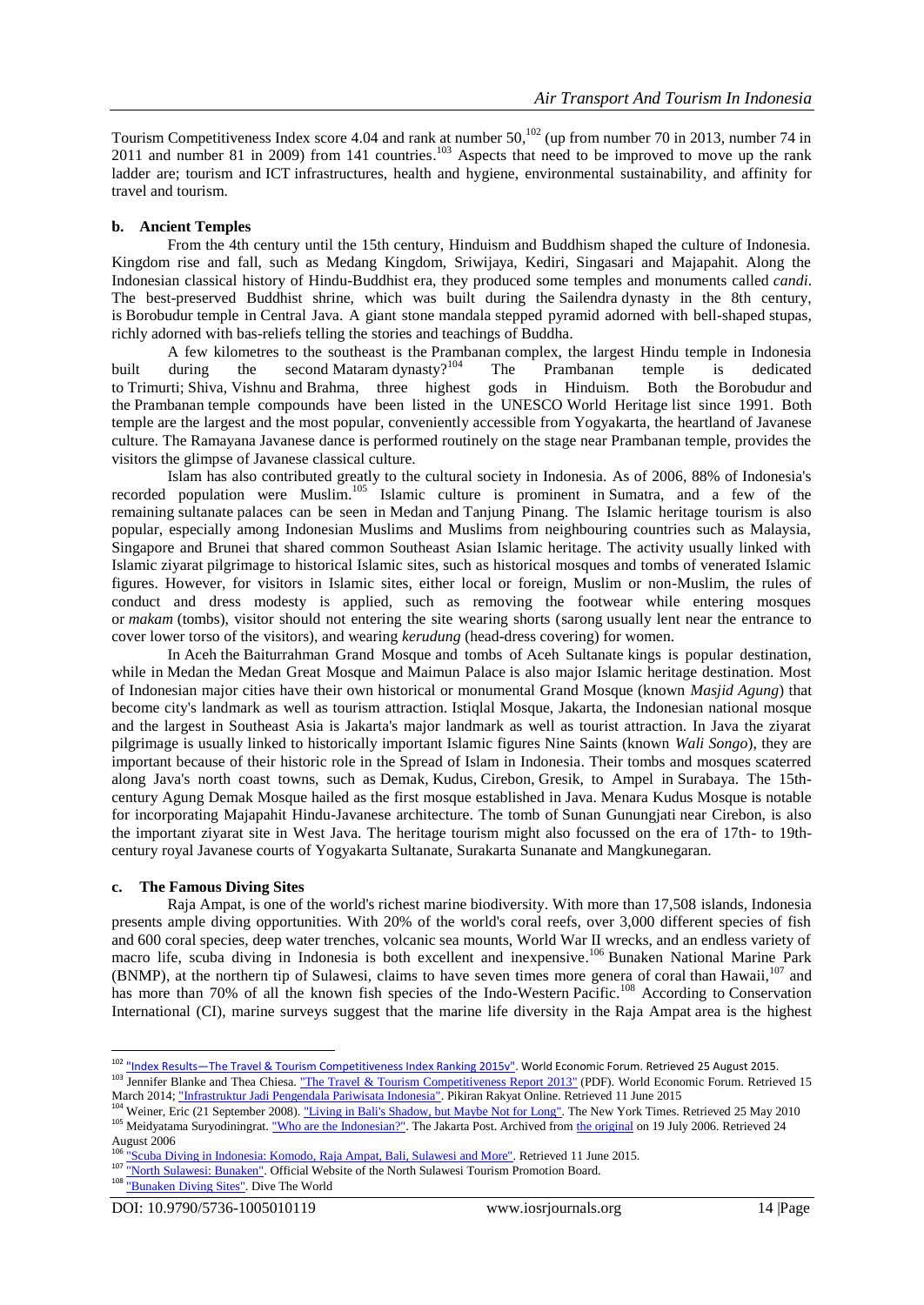Tourism Competitiveness Index score 4.04 and rank at number 50,[102] (up from number 70 in 2013, number 74 in 2011 and number 81 in 2009) from 141 countries.[103] Aspects that need to be improved to move up the rank ladder are; tourism and ICT infrastructures, health and hygiene, environmental sustainability, and affinity for travel and tourism.

**b. Ancient Temples**

From the 4th century until the 15th century, Hinduism and Buddhism shaped the culture of Indonesia. Kingdom rise and fall, such as Medang Kingdom, Sriwijaya, Kediri, Singasari and Majapahit. Along the Indonesian classical history of Hindu-Buddhist era, they produced some temples and monuments called *candi*. The best-preserved Buddhist shrine, which was built during the Sailendra dynasty in the 8th century, is Borobudur temple in Central Java. A giant stone mandala stepped pyramid adorned with bell-shaped stupas, richly adorned with bas-reliefs telling the stories and teachings of Buddha.

A few kilometres to the southeast is the Prambanan complex, the largest Hindu temple in Indonesia built during the second Mataram dynasty?[104] The Prambanan temple is dedicated to Trimurti; Shiva, Vishnu and Brahma, three highest gods in Hinduism. Both the Borobudur and the Prambanan temple compounds have been listed in the UNESCO World Heritage list since 1991. Both temple are the largest and the most popular, conveniently accessible from Yogyakarta, the heartland of Javanese culture. The Ramayana Javanese dance is performed routinely on the stage near Prambanan temple, provides the visitors the glimpse of Javanese classical culture.

Islam has also contributed greatly to the cultural society in Indonesia. As of 2006, 88% of Indonesia's recorded population were Muslim.[105] Islamic culture is prominent in Sumatra, and a few of the remaining sultanate palaces can be seen in Medan and Tanjung Pinang. The Islamic heritage tourism is also popular, especially among Indonesian Muslims and Muslims from neighbouring countries such as Malaysia, Singapore and Brunei that shared common Southeast Asian Islamic heritage. The activity usually linked with Islamic ziyarat pilgrimage to historical Islamic sites, such as historical mosques and tombs of venerated Islamic figures. However, for visitors in Islamic sites, either local or foreign, Muslim or non-Muslim, the rules of conduct and dress modesty is applied, such as removing the footwear while entering mosques or *makam* (tombs), visitor should not entering the site wearing shorts (sarong usually lent near the entrance to cover lower torso of the visitors), and wearing *kerudung* (head-dress covering) for women.

In Aceh the Baiturrahman Grand Mosque and tombs of Aceh Sultanate kings is popular destination, while in Medan the Medan Great Mosque and Maimun Palace is also major Islamic heritage destination. Most of Indonesian major cities have their own historical or monumental Grand Mosque (known *Masjid Agung*) that become city's landmark as well as tourism attraction. Istiqlal Mosque, Jakarta, the Indonesian national mosque and the largest in Southeast Asia is Jakarta's major landmark as well as tourist attraction. In Java the ziyarat pilgrimage is usually linked to historically important Islamic figures Nine Saints (known *Wali Songo*), they are important because of their historic role in the Spread of Islam in Indonesia. Their tombs and mosques scattered along Java's north coast towns, such as Demak, Kudus, Cirebon, Gresik, to Ampel in Surabaya. The 15th-century Agung Demak Mosque hailed as the first mosque established in Java. Menara Kudus Mosque is notable for incorporating Majapahit Hindu-Javanese architecture. The tomb of Sunan Gunungjati near Cirebon, is also the important ziyarat site in West Java. The heritage tourism might also focussed on the era of 17th- to 19th-century royal Javanese courts of Yogyakarta Sultanate, Surakarta Sunanate and Mangkunegaran.

**c. The Famous Diving Sites**

Raja Ampat, is one of the world's richest marine biodiversity. With more than 17,508 islands, Indonesia presents ample diving opportunities. With 20% of the world's coral reefs, over 3,000 different species of fish and 600 coral species, deep water trenches, volcanic sea mounts, World War II wrecks, and an endless variety of macro life, scuba diving in Indonesia is both excellent and inexpensive.[106] Bunaken National Marine Park (BNMP), at the northern tip of Sulawesi, claims to have seven times more genera of coral than Hawaii,[107] and has more than 70% of all the known fish species of the Indo-Western Pacific.[108] According to Conservation International (CI), marine surveys suggest that the marine life diversity in the Raja Ampat area is the highest

---

[102] "Index Results—The Travel & Tourism Competitiveness Index Ranking 2015v". World Economic Forum. Retrieved 25 August 2015.

[103] Jennifer Blanke and Thea Chiesa. "The Travel & Tourism Competitiveness Report 2013" (PDF). World Economic Forum. Retrieved 15 March 2014; "Infrastruktur Jadi Pengendala Pariwisata Indonesia". Pikiran Rakyat Online. Retrieved 11 June 2015

[104] Weiner, Eric (21 September 2008). "Living in Bali's Shadow, but Maybe Not for Long". The New York Times. Retrieved 25 May 2010

[105] Meidyatama Suryodiningrat. "Who are the Indonesian?". The Jakarta Post. Archived from the original on 19 July 2006. Retrieved 24 August 2006

[106] "Scuba Diving in Indonesia: Komodo, Raja Ampat, Bali, Sulawesi and More". Retrieved 11 June 2015.

[107] "North Sulawesi: Bunaken". Official Website of the North Sulawesi Tourism Promotion Board.

[108] "Bunaken Diving Sites". Dive The World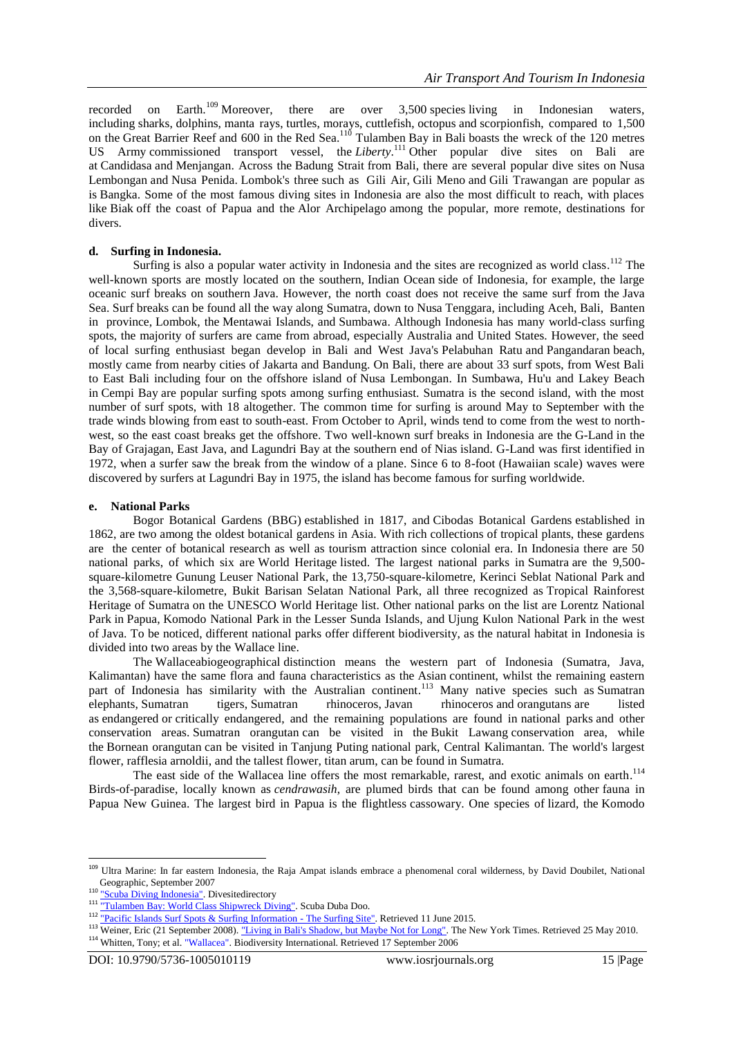recorded on Earth.[109] Moreover, there are over 3,500 species living in Indonesian waters, including sharks, dolphins, manta rays, turtles, morays, cuttlefish, octopus and scorpionfish, compared to 1,500 on the Great Barrier Reef and 600 in the Red Sea.[110] Tulamben Bay in Bali boasts the wreck of the 120 metres US Army commissioned transport vessel, the *Liberty*.[111] Other popular dive sites on Bali are at Candidasa and Menjangan. Across the Badung Strait from Bali, there are several popular dive sites on Nusa Lembongan and Nusa Penida. Lombok's three such as Gili Air, Gili Meno and Gili Trawangan are popular as is Bangka. Some of the most famous diving sites in Indonesia are also the most difficult to reach, with places like Biak off the coast of Papua and the Alor Archipelago among the popular, more remote, destinations for divers.

**d. Surfing in Indonesia.**

Surfing is also a popular water activity in Indonesia and the sites are recognized as world class.[112] The well-known sports are mostly located on the southern, Indian Ocean side of Indonesia, for example, the large oceanic surf breaks on southern Java. However, the north coast does not receive the same surf from the Java Sea. Surf breaks can be found all the way along Sumatra, down to Nusa Tenggara, including Aceh, Bali, Banten in province, Lombok, the Mentawai Islands, and Sumbawa. Although Indonesia has many world-class surfing spots, the majority of surfers are came from abroad, especially Australia and United States. However, the seed of local surfing enthusiast began develop in Bali and West Java's Pelabuhan Ratu and Pangandaran beach, mostly came from nearby cities of Jakarta and Bandung. On Bali, there are about 33 surf spots, from West Bali to East Bali including four on the offshore island of Nusa Lembongan. In Sumbawa, Hu'u and Lakey Beach in Cempi Bay are popular surfing spots among surfing enthusiast. Sumatra is the second island, with the most number of surf spots, with 18 altogether. The common time for surfing is around May to September with the trade winds blowing from east to south-east. From October to April, winds tend to come from the west to north-west, so the east coast breaks get the offshore. Two well-known surf breaks in Indonesia are the G-Land in the Bay of Grajagan, East Java, and Lagundri Bay at the southern end of Nias island. G-Land was first identified in 1972, when a surfer saw the break from the window of a plane. Since 6 to 8-foot (Hawaiian scale) waves were discovered by surfers at Lagundri Bay in 1975, the island has become famous for surfing worldwide.

**e. National Parks**

Bogor Botanical Gardens (BBG) established in 1817, and Cibodas Botanical Gardens established in 1862, are two among the oldest botanical gardens in Asia. With rich collections of tropical plants, these gardens are the center of botanical research as well as tourism attraction since colonial era. In Indonesia there are 50 national parks, of which six are World Heritage listed. The largest national parks in Sumatra are the 9,500-square-kilometre Gunung Leuser National Park, the 13,750-square-kilometre, Kerinci Seblat National Park and the 3,568-square-kilometre, Bukit Barisan Selatan National Park, all three recognized as Tropical Rainforest Heritage of Sumatra on the UNESCO World Heritage list. Other national parks on the list are Lorentz National Park in Papua, Komodo National Park in the Lesser Sunda Islands, and Ujung Kulon National Park in the west of Java. To be noticed, different national parks offer different biodiversity, as the natural habitat in Indonesia is divided into two areas by the Wallace line.

The Wallaceabiogeographical distinction means the western part of Indonesia (Sumatra, Java, Kalimantan) have the same flora and fauna characteristics as the Asian continent, whilst the remaining eastern part of Indonesia has similarity with the Australian continent.[113] Many native species such as Sumatran elephants, Sumatran tigers, Sumatran rhinoceros, Javan rhinoceros and orangutans are listed as endangered or critically endangered, and the remaining populations are found in national parks and other conservation areas. Sumatran orangutan can be visited in the Bukit Lawang conservation area, while the Bornean orangutan can be visited in Tanjung Puting national park, Central Kalimantan. The world's largest flower, rafflesia arnoldii, and the tallest flower, titan arum, can be found in Sumatra.

The east side of the Wallacea line offers the most remarkable, rarest, and exotic animals on earth.[114] Birds-of-paradise, locally known as *cendrawasih*, are plumed birds that can be found among other fauna in Papua New Guinea. The largest bird in Papua is the flightless cassowary. One species of lizard, the Komodo

---

[109] Ultra Marine: In far eastern Indonesia, the Raja Ampat islands embrace a phenomenal coral wilderness, by David Doubilet, National Geographic, September 2007

[110] "Scuba Diving Indonesia". Divesitedirectory

[111] "Tulamben Bay: World Class Shipwreck Diving". Scuba Duba Doo.

[112] "Pacific Islands Surf Spots & Surfing Information - The Surfing Site". Retrieved 11 June 2015.

[113] Weiner, Eric (21 September 2008). "Living in Bali's Shadow, but Maybe Not for Long". The New York Times. Retrieved 25 May 2010.

[114] Whitten, Tony; et al. "Wallacea". Biodiversity International. Retrieved 17 September 2006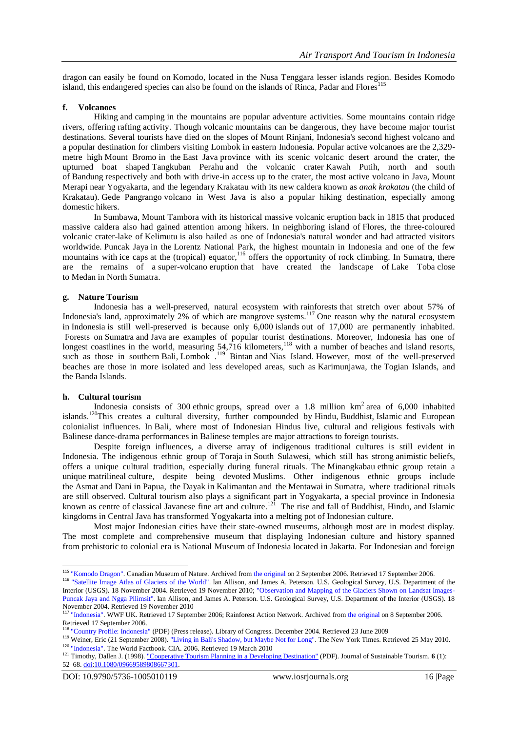dragon can easily be found on Komodo, located in the Nusa Tenggara lesser islands region. Besides Komodo island, this endangered species can also be found on the islands of Rinca, Padar and Flores[115]

#### f. Volcanoes

Hiking and camping in the mountains are popular adventure activities. Some mountains contain ridge rivers, offering rafting activity. Though volcanic mountains can be dangerous, they have become major tourist destinations. Several tourists have died on the slopes of Mount Rinjani, Indonesia's second highest volcano and a popular destination for climbers visiting Lombok in eastern Indonesia. Popular active volcanoes are the 2,329-metre high Mount Bromo in the East Java province with its scenic volcanic desert around the crater, the upturned boat shaped Tangkuban Perahu and the volcanic crater Kawah Putih, north and south of Bandung respectively and both with drive-in access up to the crater, the most active volcano in Java, Mount Merapi near Yogyakarta, and the legendary Krakatau with its new caldera known as *anak krakatau* (the child of Krakatau). Gede Pangrango volcano in West Java is also a popular hiking destination, especially among domestic hikers.

In Sumbawa, Mount Tambora with its historical massive volcanic eruption back in 1815 that produced massive caldera also had gained attention among hikers. In neighboring island of Flores, the three-coloured volcanic crater-lake of Kelimutu is also hailed as one of Indonesia's natural wonder and had attracted visitors worldwide. Puncak Jaya in the Lorentz National Park, the highest mountain in Indonesia and one of the few mountains with ice caps at the (tropical) equator,[116] offers the opportunity of rock climbing. In Sumatra, there are the remains of a super-volcano eruption that have created the landscape of Lake Toba close to Medan in North Sumatra.

#### g. Nature Tourism

Indonesia has a well-preserved, natural ecosystem with rainforests that stretch over about 57% of Indonesia's land, approximately 2% of which are mangrove systems.[117] One reason why the natural ecosystem in Indonesia is still well-preserved is because only 6,000 islands out of 17,000 are permanently inhabited. Forests on Sumatra and Java are examples of popular tourist destinations. Moreover, Indonesia has one of longest coastlines in the world, measuring 54,716 kilometers,[118] with a number of beaches and island resorts, such as those in southern Bali, Lombok .[119] Bintan and Nias Island. However, most of the well-preserved beaches are those in more isolated and less developed areas, such as Karimunjawa, the Togian Islands, and the Banda Islands.

#### h. Cultural tourism

Indonesia consists of 300 ethnic groups, spread over a 1.8 million km$^2$ area of 6,000 inhabited islands.[120]This creates a cultural diversity, further compounded by Hindu, Buddhist, Islamic and European colonialist influences. In Bali, where most of Indonesian Hindus live, cultural and religious festivals with Balinese dance-drama performances in Balinese temples are major attractions to foreign tourists.

Despite foreign influences, a diverse array of indigenous traditional cultures is still evident in Indonesia. The indigenous ethnic group of Toraja in South Sulawesi, which still has strong animistic beliefs, offers a unique cultural tradition, especially during funeral rituals. The Minangkabau ethnic group retain a unique matrilineal culture, despite being devoted Muslims. Other indigenous ethnic groups include the Asmat and Dani in Papua, the Dayak in Kalimantan and the Mentawai in Sumatra, where traditional rituals are still observed. Cultural tourism also plays a significant part in Yogyakarta, a special province in Indonesia known as centre of classical Javanese fine art and culture.[121] The rise and fall of Buddhist, Hindu, and Islamic kingdoms in Central Java has transformed Yogyakarta into a melting pot of Indonesian culture.

Most major Indonesian cities have their state-owned museums, although most are in modest display. The most complete and comprehensive museum that displaying Indonesian culture and history spanned from prehistoric to colonial era is National Museum of Indonesia located in Jakarta. For Indonesian and foreign

---

[115] "Komodo Dragon". Canadian Museum of Nature. Archived from the original on 2 September 2006. Retrieved 17 September 2006.

[116] "Satellite Image Atlas of Glaciers of the World". Ian Allison, and James A. Peterson. U.S. Geological Survey, U.S. Department of the Interior (USGS). 18 November 2004. Retrieved 19 November 2010; "Observation and Mapping of the Glaciers Shown on Landsat Images-Puncak Jaya and Ngga Pilimsit". Ian Allison, and James A. Peterson. U.S. Geological Survey, U.S. Department of the Interior (USGS). 18 November 2004. Retrieved 19 November 2010

[117] "Indonesia". WWF UK. Retrieved 17 September 2006; Rainforest Action Network. Archived from the original on 8 September 2006. Retrieved 17 September 2006.

[118] "Country Profile: Indonesia" (PDF) (Press release). Library of Congress. December 2004. Retrieved 23 June 2009

[119] Weiner, Eric (21 September 2008). "Living in Bali's Shadow, but Maybe Not for Long". The New York Times. Retrieved 25 May 2010.

[120] "Indonesia". The World Factbook. CIA. 2006. Retrieved 19 March 2010

[121] Timothy, Dallen J. (1998). "Cooperative Tourism Planning in a Developing Destination" (PDF). Journal of Sustainable Tourism. **6** (1): 52–68. doi:10.1080/09669589808667301.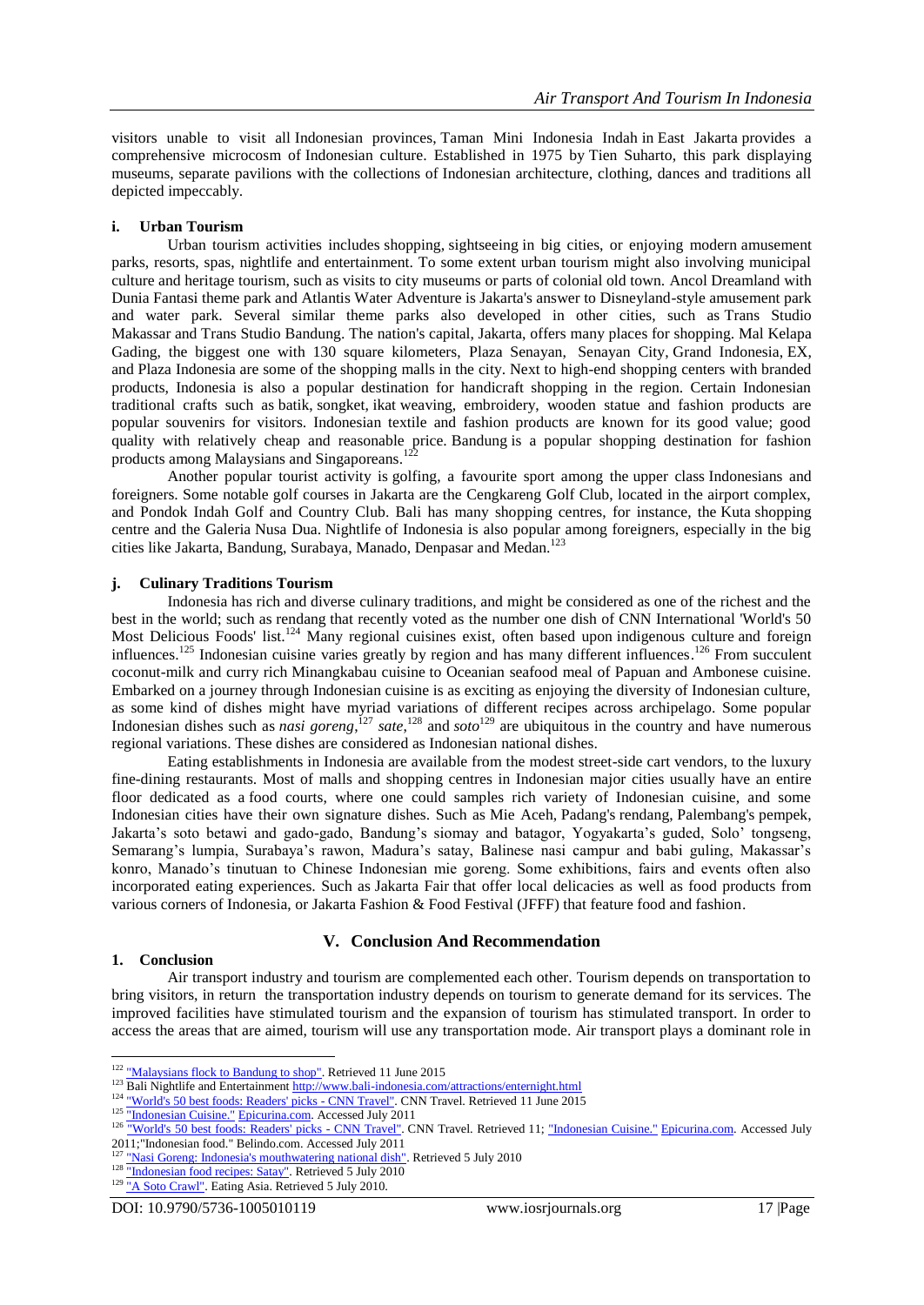visitors unable to visit all Indonesian provinces, Taman Mini Indonesia Indah in East Jakarta provides a comprehensive microcosm of Indonesian culture. Established in 1975 by Tien Suharto, this park displaying museums, separate pavilions with the collections of Indonesian architecture, clothing, dances and traditions all depicted impeccably.

### i. Urban Tourism

Urban tourism activities includes shopping, sightseeing in big cities, or enjoying modern amusement parks, resorts, spas, nightlife and entertainment. To some extent urban tourism might also involving municipal culture and heritage tourism, such as visits to city museums or parts of colonial old town. Ancol Dreamland with Dunia Fantasi theme park and Atlantis Water Adventure is Jakarta's answer to Disneyland-style amusement park and water park. Several similar theme parks also developed in other cities, such as Trans Studio Makassar and Trans Studio Bandung. The nation's capital, Jakarta, offers many places for shopping. Mal Kelapa Gading, the biggest one with 130 square kilometers, Plaza Senayan, Senayan City, Grand Indonesia, EX, and Plaza Indonesia are some of the shopping malls in the city. Next to high-end shopping centers with branded products, Indonesia is also a popular destination for handicraft shopping in the region. Certain Indonesian traditional crafts such as batik, songket, ikat weaving, embroidery, wooden statue and fashion products are popular souvenirs for visitors. Indonesian textile and fashion products are known for its good value; good quality with relatively cheap and reasonable price. Bandung is a popular shopping destination for fashion products among Malaysians and Singaporeans.[122]

Another popular tourist activity is golfing, a favourite sport among the upper class Indonesians and foreigners. Some notable golf courses in Jakarta are the Cengkareng Golf Club, located in the airport complex, and Pondok Indah Golf and Country Club. Bali has many shopping centres, for instance, the Kuta shopping centre and the Galeria Nusa Dua. Nightlife of Indonesia is also popular among foreigners, especially in the big cities like Jakarta, Bandung, Surabaya, Manado, Denpasar and Medan.[123]

### j. Culinary Traditions Tourism

Indonesia has rich and diverse culinary traditions, and might be considered as one of the richest and the best in the world; such as rendang that recently voted as the number one dish of CNN International 'World's 50 Most Delicious Foods' list.[124] Many regional cuisines exist, often based upon indigenous culture and foreign influences.[125] Indonesian cuisine varies greatly by region and has many different influences.[126] From succulent coconut-milk and curry rich Minangkabau cuisine to Oceanian seafood meal of Papuan and Ambonese cuisine. Embarked on a journey through Indonesian cuisine is as exciting as enjoying the diversity of Indonesian culture, as some kind of dishes might have myriad variations of different recipes across archipelago. Some popular Indonesian dishes such as *nasi goreng*,[127] *sate*,[128] and *soto*[129] are ubiquitous in the country and have numerous regional variations. These dishes are considered as Indonesian national dishes.

Eating establishments in Indonesia are available from the modest street-side cart vendors, to the luxury fine-dining restaurants. Most of malls and shopping centres in Indonesian major cities usually have an entire floor dedicated as a food courts, where one could samples rich variety of Indonesian cuisine, and some Indonesian cities have their own signature dishes. Such as Mie Aceh, Padang's rendang, Palembang's pempek, Jakarta's soto betawi and gado-gado, Bandung's siomay and batagor, Yogyakarta's guded, Solo' tongseng, Semarang's lumpia, Surabaya's rawon, Madura's satay, Balinese nasi campur and babi guling, Makassar's konro, Manado's tinutuan to Chinese Indonesian mie goreng. Some exhibitions, fairs and events often also incorporated eating experiences. Such as Jakarta Fair that offer local delicacies as well as food products from various corners of Indonesia, or Jakarta Fashion & Food Festival (JFFF) that feature food and fashion.

## V. Conclusion And Recommendation

### 1. Conclusion

Air transport industry and tourism are complemented each other. Tourism depends on transportation to bring visitors, in return the transportation industry depends on tourism to generate demand for its services. The improved facilities have stimulated tourism and the expansion of tourism has stimulated transport. In order to access the areas that are aimed, tourism will use any transportation mode. Air transport plays a dominant role in

---

[122] "Malaysians flock to Bandung to shop". Retrieved 11 June 2015

[123] Bali Nightlife and Entertainment http://www.bali-indonesia.com/attractions/enternight.html

[124] "World's 50 best foods: Readers' picks - CNN Travel". CNN Travel. Retrieved 11 June 2015

[125] "Indonesian Cuisine." Epicurina.com. Accessed July 2011

[126] "World's 50 best foods: Readers' picks - CNN Travel". CNN Travel. Retrieved 11; "Indonesian Cuisine." Epicurina.com. Accessed July 2011;"Indonesian food." Belindo.com. Accessed July 2011

[127] "Nasi Goreng: Indonesia's mouthwatering national dish". Retrieved 5 July 2010

[128] "Indonesian food recipes: Satay". Retrieved 5 July 2010

[129] "A Soto Crawl". Eating Asia. Retrieved 5 July 2010.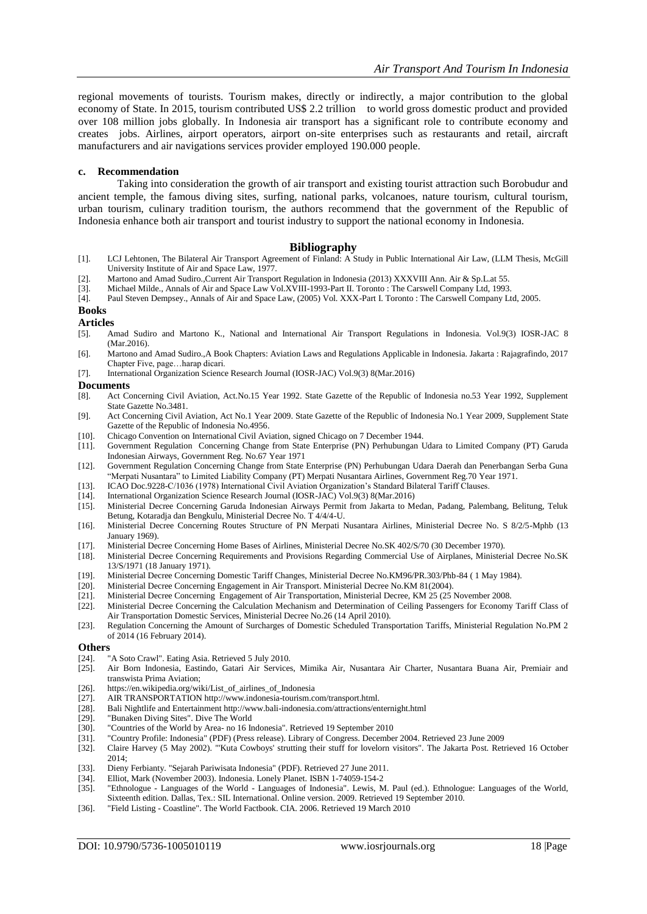regional movements of tourists. Tourism makes, directly or indirectly, a major contribution to the global economy of State. In 2015, tourism contributed US$ 2.2 trillion to world gross domestic product and provided over 108 million jobs globally. In Indonesia air transport has a significant role to contribute economy and creates jobs. Airlines, airport operators, airport on-site enterprises such as restaurants and retail, aircraft manufacturers and air navigations services provider employed 190.000 people.

#### c. Recommendation

Taking into consideration the growth of air transport and existing tourist attraction such Borobudur and ancient temple, the famous diving sites, surfing, national parks, volcanoes, nature tourism, cultural tourism, urban tourism, culinary tradition tourism, the authors recommend that the government of the Republic of Indonesia enhance both air transport and tourist industry to support the national economy in Indonesia.

## Bibliography

[1]. LCJ Lehtonen, The Bilateral Air Transport Agreement of Finland: A Study in Public International Air Law, (LLM Thesis, McGill University Institute of Air and Space Law, 1977.

[2]. Martono and Amad Sudiro.,Current Air Transport Regulation in Indonesia (2013) XXXVIII Ann. Air & Sp.L.at 55.

[3]. Michael Milde., Annals of Air and Space Law Vol.XVIII-1993-Part II. Toronto : The Carswell Company Ltd, 1993.

[4]. Paul Steven Dempsey., Annals of Air and Space Law, (2005) Vol. XXX-Part I. Toronto : The Carswell Company Ltd, 2005.

### Books

### Articles

[5]. Amad Sudiro and Martono K., National and International Air Transport Regulations in Indonesia. Vol.9(3) IOSR-JAC 8 (Mar.2016).

[6]. Martono and Amad Sudiro.,A Book Chapters: Aviation Laws and Regulations Applicable in Indonesia. Jakarta : Rajagrafindo, 2017 Chapter Five, page…harap dicari.

[7]. International Organization Science Research Journal (IOSR-JAC) Vol.9(3) 8(Mar.2016)

### Documents

[8]. Act Concerning Civil Aviation, Act.No.15 Year 1992. State Gazette of the Republic of Indonesia no.53 Year 1992, Supplement State Gazette No.3481.

[9]. Act Concerning Civil Aviation, Act No.1 Year 2009. State Gazette of the Republic of Indonesia No.1 Year 2009, Supplement State Gazette of the Republic of Indonesia No.4956.

[10]. Chicago Convention on International Civil Aviation, signed Chicago on 7 December 1944.

[11]. Government Regulation Concerning Change from State Enterprise (PN) Perhubungan Udara to Limited Company (PT) Garuda Indonesian Airways, Government Reg. No.67 Year 1971

[12]. Government Regulation Concerning Change from State Enterprise (PN) Perhubungan Udara Daerah dan Penerbangan Serba Guna "Merpati Nusantara" to Limited Liability Company (PT) Merpati Nusantara Airlines, Government Reg.70 Year 1971.

[13]. ICAO Doc.9228-C/1036 (1978) International Civil Aviation Organization's Standard Bilateral Tariff Clauses.

[14]. International Organization Science Research Journal (IOSR-JAC) Vol.9(3) 8(Mar.2016)

[15]. Ministerial Decree Concerning Garuda Indonesian Airways Permit from Jakarta to Medan, Padang, Palembang, Belitung, Teluk Betung, Kotaradja dan Bengkulu, Ministerial Decree No. T 4/4/4-U.

[16]. Ministerial Decree Concerning Routes Structure of PN Merpati Nusantara Airlines, Ministerial Decree No. S 8/2/5-Mphb (13 January 1969).

[17]. Ministerial Decree Concerning Home Bases of Airlines, Ministerial Decree No.SK 402/S/70 (30 December 1970).

[18]. Ministerial Decree Concerning Requirements and Provisions Regarding Commercial Use of Airplanes, Ministerial Decree No.SK 13/S/1971 (18 January 1971).

[19]. Ministerial Decree Concerning Domestic Tariff Changes, Ministerial Decree No.KM96/PR.303/Phb-84 ( 1 May 1984).

[20]. Ministerial Decree Concerning Engagement in Air Transport. Ministerial Decree No.KM 81(2004).

[21]. Ministerial Decree Concerning Engagement of Air Transportation, Ministerial Decree, KM 25 (25 November 2008.

[22]. Ministerial Decree Concerning the Calculation Mechanism and Determination of Ceiling Passengers for Economy Tariff Class of Air Transportation Domestic Services, Ministerial Decree No.26 (14 April 2010).

[23]. Regulation Concerning the Amount of Surcharges of Domestic Scheduled Transportation Tariffs, Ministerial Regulation No.PM 2 of 2014 (16 February 2014).

### Others

[24]. "A Soto Crawl". Eating Asia. Retrieved 5 July 2010.

[25]. Air Born Indonesia, Eastindo, Gatari Air Services, Mimika Air, Nusantara Air Charter, Nusantara Buana Air, Premiair and transwista Prima Aviation;

[26]. https://en.wikipedia.org/wiki/List_of_airlines_of_Indonesia

[27]. AIR TRANSPORTATION http://www.indonesia-tourism.com/transport.html.

[28]. Bali Nightlife and Entertainment http://www.bali-indonesia.com/attractions/enternight.html

[29]. "Bunaken Diving Sites". Dive The World

[30]. "Countries of the World by Area- no 16 Indonesia". Retrieved 19 September 2010

[31]. "Country Profile: Indonesia" (PDF) (Press release). Library of Congress. December 2004. Retrieved 23 June 2009

[32]. Claire Harvey (5 May 2002). "'Kuta Cowboys' strutting their stuff for lovelorn visitors". The Jakarta Post. Retrieved 16 October 2014;

[33]. Dieny Ferbianty. "Sejarah Pariwisata Indonesia" (PDF). Retrieved 27 June 2011.

[34]. Elliot, Mark (November 2003). Indonesia. Lonely Planet. ISBN 1-74059-154-2

[35]. "Ethnologue - Languages of the World - Languages of Indonesia". Lewis, M. Paul (ed.). Ethnologue: Languages of the World, Sixteenth edition. Dallas, Tex.: SIL International. Online version. 2009. Retrieved 19 September 2010.

[36]. "Field Listing - Coastline". The World Factbook. CIA. 2006. Retrieved 19 March 2010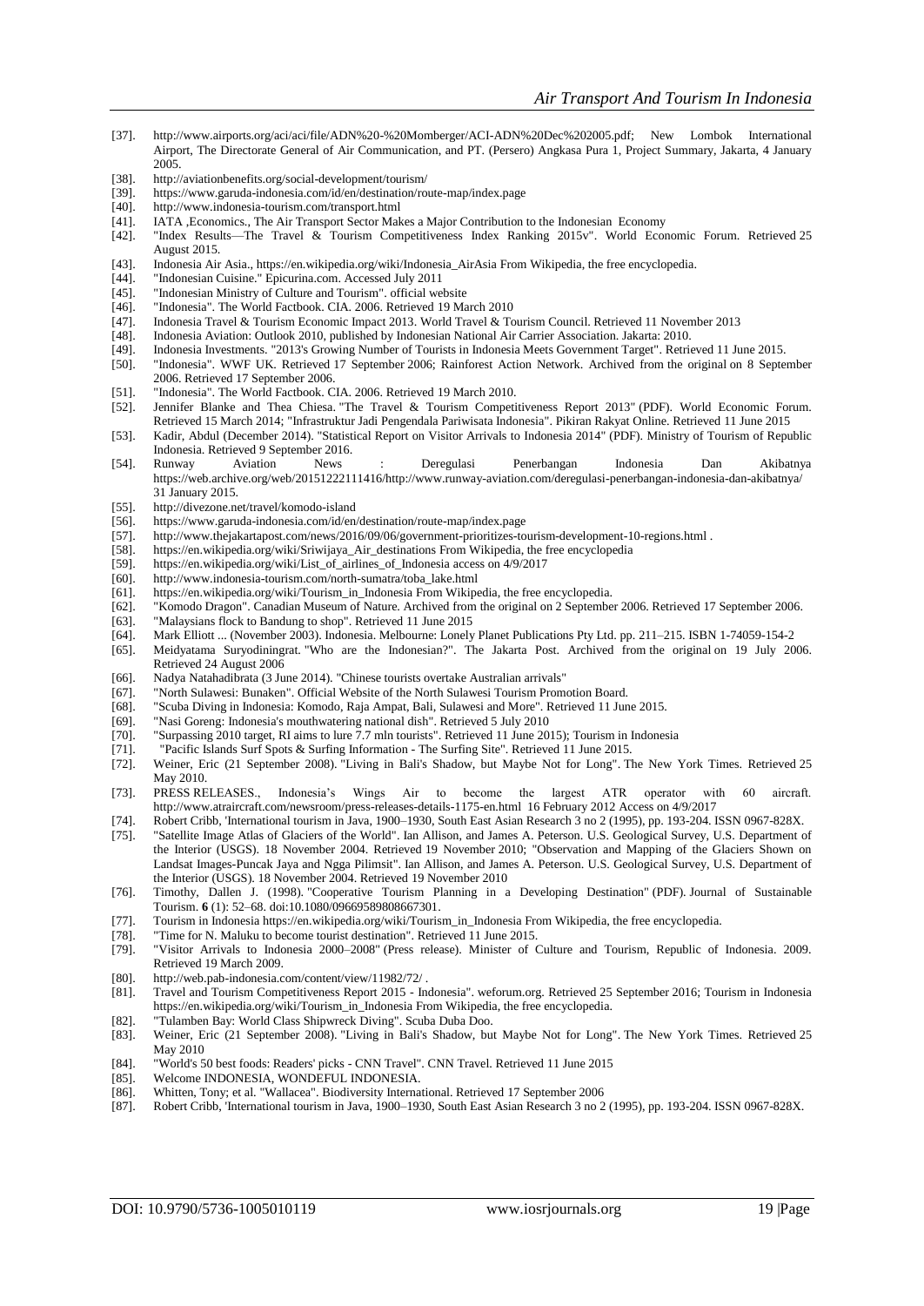[37]. http://www.airports.org/aci/aci/file/ADN%20-%20Momberger/ACI-ADN%20Dec%202005.pdf; New Lombok International Airport, The Directorate General of Air Communication, and PT. (Persero) Angkasa Pura 1, Project Summary, Jakarta, 4 January 2005.

[38]. http://aviationbenefits.org/social-development/tourism/

[39]. https://www.garuda-indonesia.com/id/en/destination/route-map/index.page

[40]. http://www.indonesia-tourism.com/transport.html

[41]. IATA ,Economics., The Air Transport Sector Makes a Major Contribution to the Indonesian Economy

[42]. "Index Results—The Travel & Tourism Competitiveness Index Ranking 2015v". World Economic Forum. Retrieved 25 August 2015.

[43]. Indonesia Air Asia., https://en.wikipedia.org/wiki/Indonesia_AirAsia From Wikipedia, the free encyclopedia.

[44]. "Indonesian Cuisine." Epicurina.com. Accessed July 2011

[45]. "Indonesian Ministry of Culture and Tourism". official website

[46]. "Indonesia". The World Factbook. CIA. 2006. Retrieved 19 March 2010

[47]. Indonesia Travel & Tourism Economic Impact 2013. World Travel & Tourism Council. Retrieved 11 November 2013

[48]. Indonesia Aviation: Outlook 2010, published by Indonesian National Air Carrier Association. Jakarta: 2010.

[49]. Indonesia Investments. "2013's Growing Number of Tourists in Indonesia Meets Government Target". Retrieved 11 June 2015.

[50]. "Indonesia". WWF UK. Retrieved 17 September 2006; Rainforest Action Network. Archived from the original on 8 September 2006. Retrieved 17 September 2006.

[51]. "Indonesia". The World Factbook. CIA. 2006. Retrieved 19 March 2010.

[52]. Jennifer Blanke and Thea Chiesa. "The Travel & Tourism Competitiveness Report 2013" (PDF). World Economic Forum. Retrieved 15 March 2014; "Infrastruktur Jadi Pengendala Pariwisata Indonesia". Pikiran Rakyat Online. Retrieved 11 June 2015

[53]. Kadir, Abdul (December 2014). "Statistical Report on Visitor Arrivals to Indonesia 2014" (PDF). Ministry of Tourism of Republic Indonesia. Retrieved 9 September 2016.

[54]. Runway Aviation News : Deregulasi Penerbangan Indonesia Dan Akibatnya https://web.archive.org/web/20151222111416/http://www.runway-aviation.com/deregulasi-penerbangan-indonesia-dan-akibatnya/ 31 January 2015.

[55]. http://divezone.net/travel/komodo-island

[56]. https://www.garuda-indonesia.com/id/en/destination/route-map/index.page

[57]. http://www.thejakartapost.com/news/2016/09/06/government-prioritizes-tourism-development-10-regions.html .

[58]. https://en.wikipedia.org/wiki/Sriwijaya_Air_destinations From Wikipedia, the free encyclopedia

[59]. https://en.wikipedia.org/wiki/List_of_airlines_of_Indonesia access on 4/9/2017

[60]. http://www.indonesia-tourism.com/north-sumatra/toba_lake.html

[61]. https://en.wikipedia.org/wiki/Tourism_in_Indonesia From Wikipedia, the free encyclopedia.

[62]. "Komodo Dragon". Canadian Museum of Nature. Archived from the original on 2 September 2006. Retrieved 17 September 2006.

[63]. "Malaysians flock to Bandung to shop". Retrieved 11 June 2015

[64]. Mark Elliott ... (November 2003). Indonesia. Melbourne: Lonely Planet Publications Pty Ltd. pp. 211–215. ISBN 1-74059-154-2

[65]. Meidyatama Suryodiningrat. "Who are the Indonesian?". The Jakarta Post. Archived from the original on 19 July 2006. Retrieved 24 August 2006

[66]. Nadya Natahadibrata (3 June 2014). "Chinese tourists overtake Australian arrivals"

[67]. "North Sulawesi: Bunaken". Official Website of the North Sulawesi Tourism Promotion Board.

[68]. "Scuba Diving in Indonesia: Komodo, Raja Ampat, Bali, Sulawesi and More". Retrieved 11 June 2015.

[69]. "Nasi Goreng: Indonesia's mouthwatering national dish". Retrieved 5 July 2010

[70]. "Surpassing 2010 target, RI aims to lure 7.7 mln tourists". Retrieved 11 June 2015); Tourism in Indonesia

[71]. "Pacific Islands Surf Spots & Surfing Information - The Surfing Site". Retrieved 11 June 2015.

[72]. Weiner, Eric (21 September 2008). "Living in Bali's Shadow, but Maybe Not for Long". The New York Times. Retrieved 25 May 2010.

[73]. PRESS RELEASES., Indonesia's Wings Air to become the largest ATR operator with 60 aircraft. http://www.atraircraft.com/newsroom/press-releases-details-1175-en.html 16 February 2012 Access on 4/9/2017

[74]. Robert Cribb, 'International tourism in Java, 1900–1930, South East Asian Research 3 no 2 (1995), pp. 193-204. ISSN 0967-828X.

[75]. "Satellite Image Atlas of Glaciers of the World". Ian Allison, and James A. Peterson. U.S. Geological Survey, U.S. Department of the Interior (USGS). 18 November 2004. Retrieved 19 November 2010; "Observation and Mapping of the Glaciers Shown on Landsat Images-Puncak Jaya and Ngga Pilimsit". Ian Allison, and James A. Peterson. U.S. Geological Survey, U.S. Department of the Interior (USGS). 18 November 2004. Retrieved 19 November 2010

[76]. Timothy, Dallen J. (1998). "Cooperative Tourism Planning in a Developing Destination" (PDF). Journal of Sustainable Tourism. **6** (1): 52–68. doi:10.1080/09669589808667301.

[77]. Tourism in Indonesia https://en.wikipedia.org/wiki/Tourism_in_Indonesia From Wikipedia, the free encyclopedia.

[78]. "Time for N. Maluku to become tourist destination". Retrieved 11 June 2015.

[79]. "Visitor Arrivals to Indonesia 2000–2008" (Press release). Minister of Culture and Tourism, Republic of Indonesia. 2009. Retrieved 19 March 2009.

[80]. http://web.pab-indonesia.com/content/view/11982/72/ .

[81]. Travel and Tourism Competitiveness Report 2015 - Indonesia". weforum.org. Retrieved 25 September 2016; Tourism in Indonesia https://en.wikipedia.org/wiki/Tourism_in_Indonesia From Wikipedia, the free encyclopedia.

[82]. "Tulamben Bay: World Class Shipwreck Diving". Scuba Duba Doo.

[83]. Weiner, Eric (21 September 2008). "Living in Bali's Shadow, but Maybe Not for Long". The New York Times. Retrieved 25 May 2010

[84]. "World's 50 best foods: Readers' picks - CNN Travel". CNN Travel. Retrieved 11 June 2015

[85]. Welcome INDONESIA, WONDEFUL INDONESIA.

[86]. Whitten, Tony; et al. "Wallacea". Biodiversity International. Retrieved 17 September 2006

[87]. Robert Cribb, 'International tourism in Java, 1900–1930, South East Asian Research 3 no 2 (1995), pp. 193-204. ISSN 0967-828X.